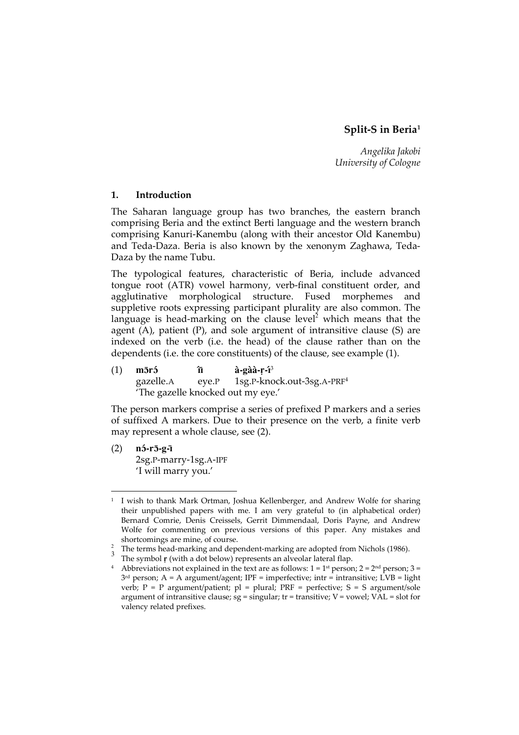# Split-S in Beria[1]

*Angelika Jakobi*
*University of Cologne*

## 1. Introduction

The Saharan language group has two branches, the eastern branch comprising Beria and the extinct Berti language and the western branch comprising Kanuri-Kanembu (along with their ancestor Old Kanembu) and Teda-Daza. Beria is also known by the xenonym Zaghawa, Teda-Daza by the name Tubu.

The typological features, characteristic of Beria, include advanced tongue root (ATR) vowel harmony, verb-final constituent order, and agglutinative morphological structure. Fused morphemes and suppletive roots expressing participant plurality are also common. The language is head-marking on the clause level[2] which means that the agent (A), patient (P), and sole argument of intransitive clause (S) are indexed on the verb (i.e. the head) of the clause rather than on the dependents (i.e. the core constituents) of the clause, see example (1).

(1) **mɔ̄rɔ́** &nbsp;&nbsp;&nbsp; **ī̃ī** &nbsp;&nbsp;&nbsp; **à-gàà-ṛ-í**[3]
gazelle.A &nbsp;&nbsp;&nbsp; eye.P &nbsp;&nbsp;&nbsp; 1sg.P-knock.out-3sg.A-PRF[4]
'The gazelle knocked out my eye.'

The person markers comprise a series of prefixed P markers and a series of suffixed A markers. Due to their presence on the verb, a finite verb may represent a whole clause, see (2).

(2) **nɔ́-rɔ̄-g-ī**
2sg.P-marry-1sg.A-IPF
'I will marry you.'

---

[1] I wish to thank Mark Ortman, Joshua Kellenberger, and Andrew Wolfe for sharing their unpublished papers with me. I am very grateful to (in alphabetical order) Bernard Comrie, Denis Creissels, Gerrit Dimmendaal, Doris Payne, and Andrew Wolfe for commenting on previous versions of this paper. Any mistakes and shortcomings are mine, of course.

[2] The terms head-marking and dependent-marking are adopted from Nichols (1986).

[3] The symbol **ṛ** (with a dot below) represents an alveolar lateral flap.

[4] Abbreviations not explained in the text are as follows: 1 = 1st person; 2 = 2nd person; 3 = 3rd person; A = A argument/agent; IPF = imperfective; intr = intransitive; LVB = light verb; P = P argument/patient; pl = plural; PRF = perfective; S = S argument/sole argument of intransitive clause; sg = singular; tr = transitive; V = vowel; VAL = slot for valency related prefixes.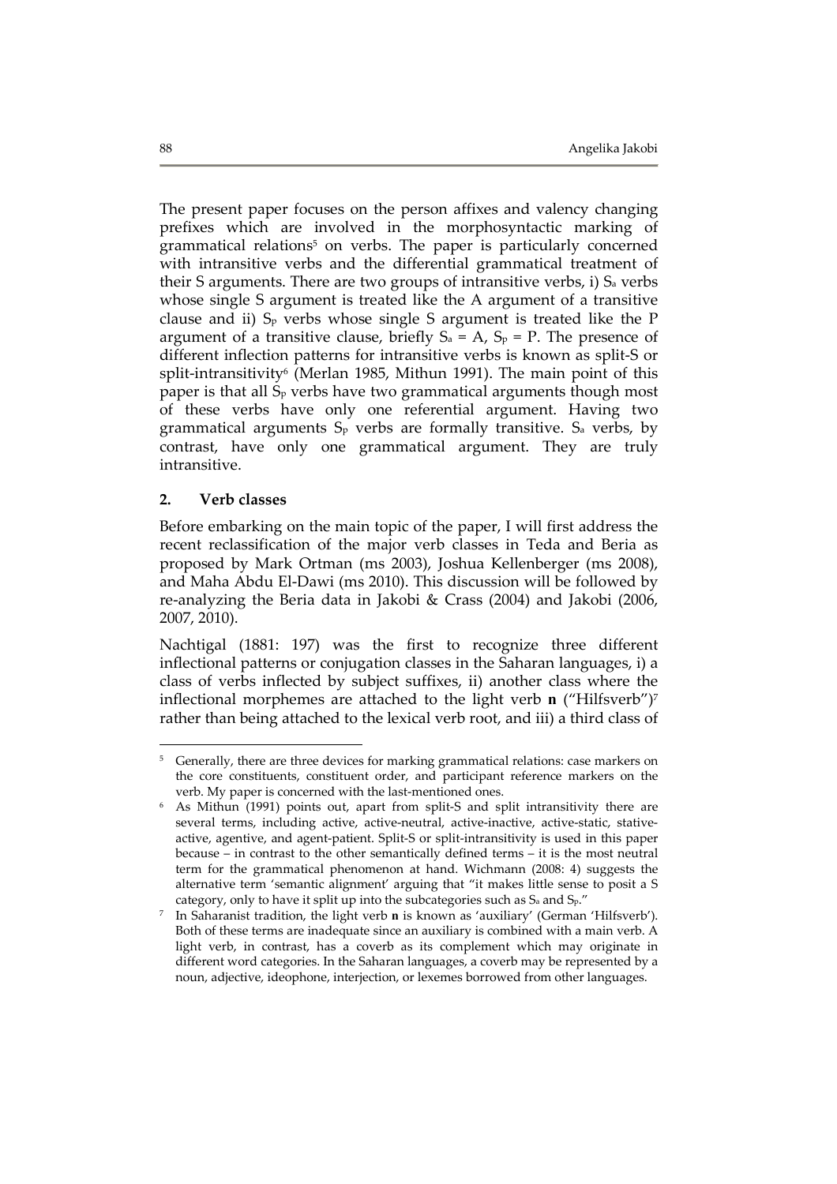The present paper focuses on the person affixes and valency changing prefixes which are involved in the morphosyntactic marking of grammatical relations[5] on verbs. The paper is particularly concerned with intransitive verbs and the differential grammatical treatment of their S arguments. There are two groups of intransitive verbs, i) $S_a$ verbs whose single S argument is treated like the A argument of a transitive clause and ii) $S_p$ verbs whose single S argument is treated like the P argument of a transitive clause, briefly $S_a = A$, $S_p = P$. The presence of different inflection patterns for intransitive verbs is known as split-S or split-intransitivity[6] (Merlan 1985, Mithun 1991). The main point of this paper is that all $S_p$ verbs have two grammatical arguments though most of these verbs have only one referential argument. Having two grammatical arguments $S_p$ verbs are formally transitive. $S_a$ verbs, by contrast, have only one grammatical argument. They are truly intransitive.

## 2. Verb classes

Before embarking on the main topic of the paper, I will first address the recent reclassification of the major verb classes in Teda and Beria as proposed by Mark Ortman (ms 2003), Joshua Kellenberger (ms 2008), and Maha Abdu El-Dawi (ms 2010). This discussion will be followed by re-analyzing the Beria data in Jakobi & Crass (2004) and Jakobi (2006, 2007, 2010).

Nachtigal (1881: 197) was the first to recognize three different inflectional patterns or conjugation classes in the Saharan languages, i) a class of verbs inflected by subject suffixes, ii) another class where the inflectional morphemes are attached to the light verb **n** ("Hilfsverb")[7] rather than being attached to the lexical verb root, and iii) a third class of

---

[5] Generally, there are three devices for marking grammatical relations: case markers on the core constituents, constituent order, and participant reference markers on the verb. My paper is concerned with the last-mentioned ones.

[6] As Mithun (1991) points out, apart from split-S and split intransitivity there are several terms, including active, active-neutral, active-inactive, active-static, stative-active, agentive, and agent-patient. Split-S or split-intransitivity is used in this paper because – in contrast to the other semantically defined terms – it is the most neutral term for the grammatical phenomenon at hand. Wichmann (2008: 4) suggests the alternative term 'semantic alignment' arguing that "it makes little sense to posit a S category, only to have it split up into the subcategories such as $S_a$ and $S_p$."

[7] In Saharanist tradition, the light verb **n** is known as 'auxiliary' (German 'Hilfsverb'). Both of these terms are inadequate since an auxiliary is combined with a main verb. A light verb, in contrast, has a coverb as its complement which may originate in different word categories. In the Saharan languages, a coverb may be represented by a noun, adjective, ideophone, interjection, or lexemes borrowed from other languages.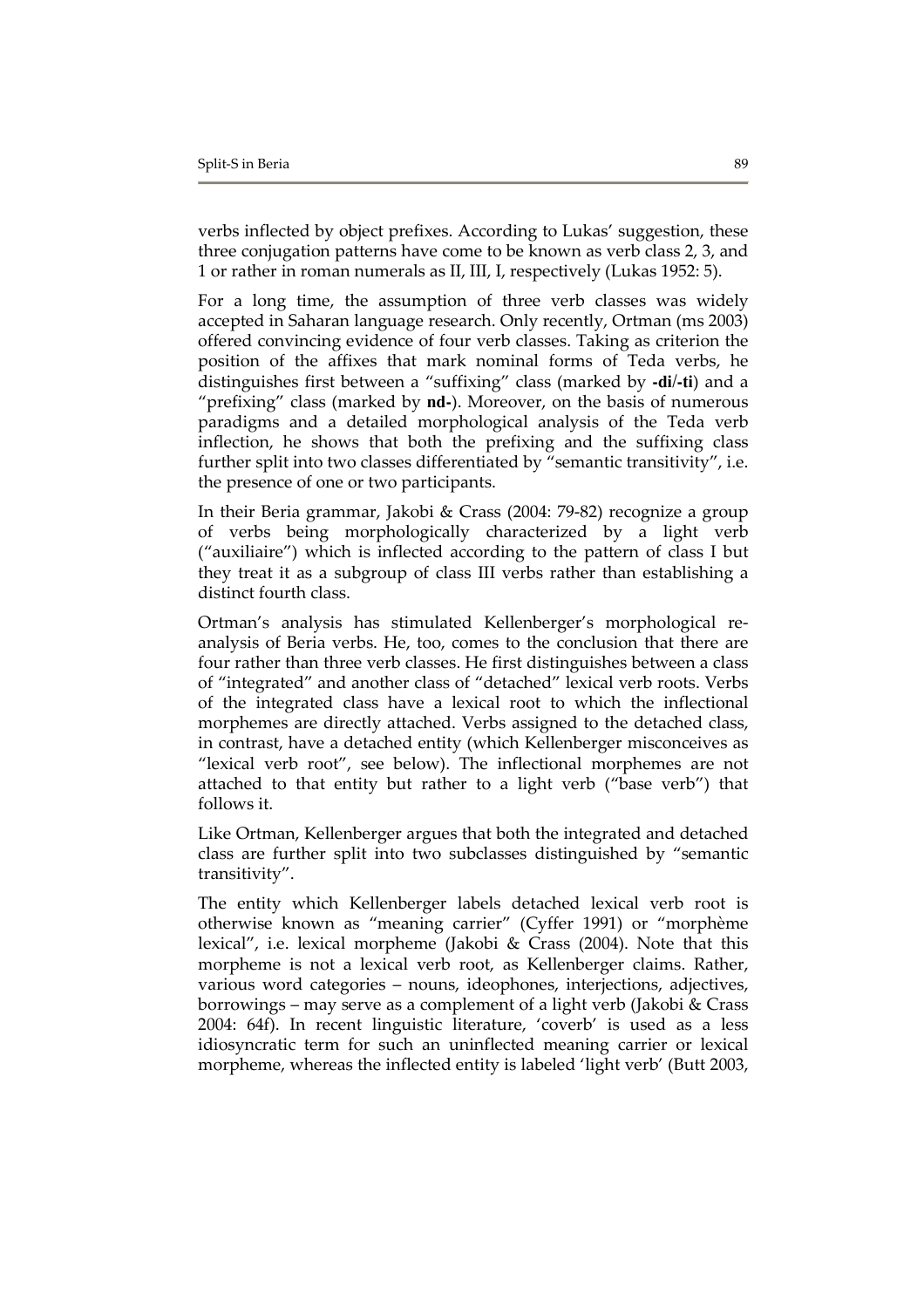verbs inflected by object prefixes. According to Lukas' suggestion, these three conjugation patterns have come to be known as verb class 2, 3, and 1 or rather in roman numerals as II, III, I, respectively (Lukas 1952: 5).

For a long time, the assumption of three verb classes was widely accepted in Saharan language research. Only recently, Ortman (ms 2003) offered convincing evidence of four verb classes. Taking as criterion the position of the affixes that mark nominal forms of Teda verbs, he distinguishes first between a "suffixing" class (marked by **-di**/**-ti**) and a "prefixing" class (marked by **nd-**). Moreover, on the basis of numerous paradigms and a detailed morphological analysis of the Teda verb inflection, he shows that both the prefixing and the suffixing class further split into two classes differentiated by "semantic transitivity", i.e. the presence of one or two participants.

In their Beria grammar, Jakobi & Crass (2004: 79-82) recognize a group of verbs being morphologically characterized by a light verb ("auxiliaire") which is inflected according to the pattern of class I but they treat it as a subgroup of class III verbs rather than establishing a distinct fourth class.

Ortman's analysis has stimulated Kellenberger's morphological re-analysis of Beria verbs. He, too, comes to the conclusion that there are four rather than three verb classes. He first distinguishes between a class of "integrated" and another class of "detached" lexical verb roots. Verbs of the integrated class have a lexical root to which the inflectional morphemes are directly attached. Verbs assigned to the detached class, in contrast, have a detached entity (which Kellenberger misconceives as "lexical verb root", see below). The inflectional morphemes are not attached to that entity but rather to a light verb ("base verb") that follows it.

Like Ortman, Kellenberger argues that both the integrated and detached class are further split into two subclasses distinguished by "semantic transitivity".

The entity which Kellenberger labels detached lexical verb root is otherwise known as "meaning carrier" (Cyffer 1991) or "morphème lexical", i.e. lexical morpheme (Jakobi & Crass (2004). Note that this morpheme is not a lexical verb root, as Kellenberger claims. Rather, various word categories – nouns, ideophones, interjections, adjectives, borrowings – may serve as a complement of a light verb (Jakobi & Crass 2004: 64f). In recent linguistic literature, 'coverb' is used as a less idiosyncratic term for such an uninflected meaning carrier or lexical morpheme, whereas the inflected entity is labeled 'light verb' (Butt 2003,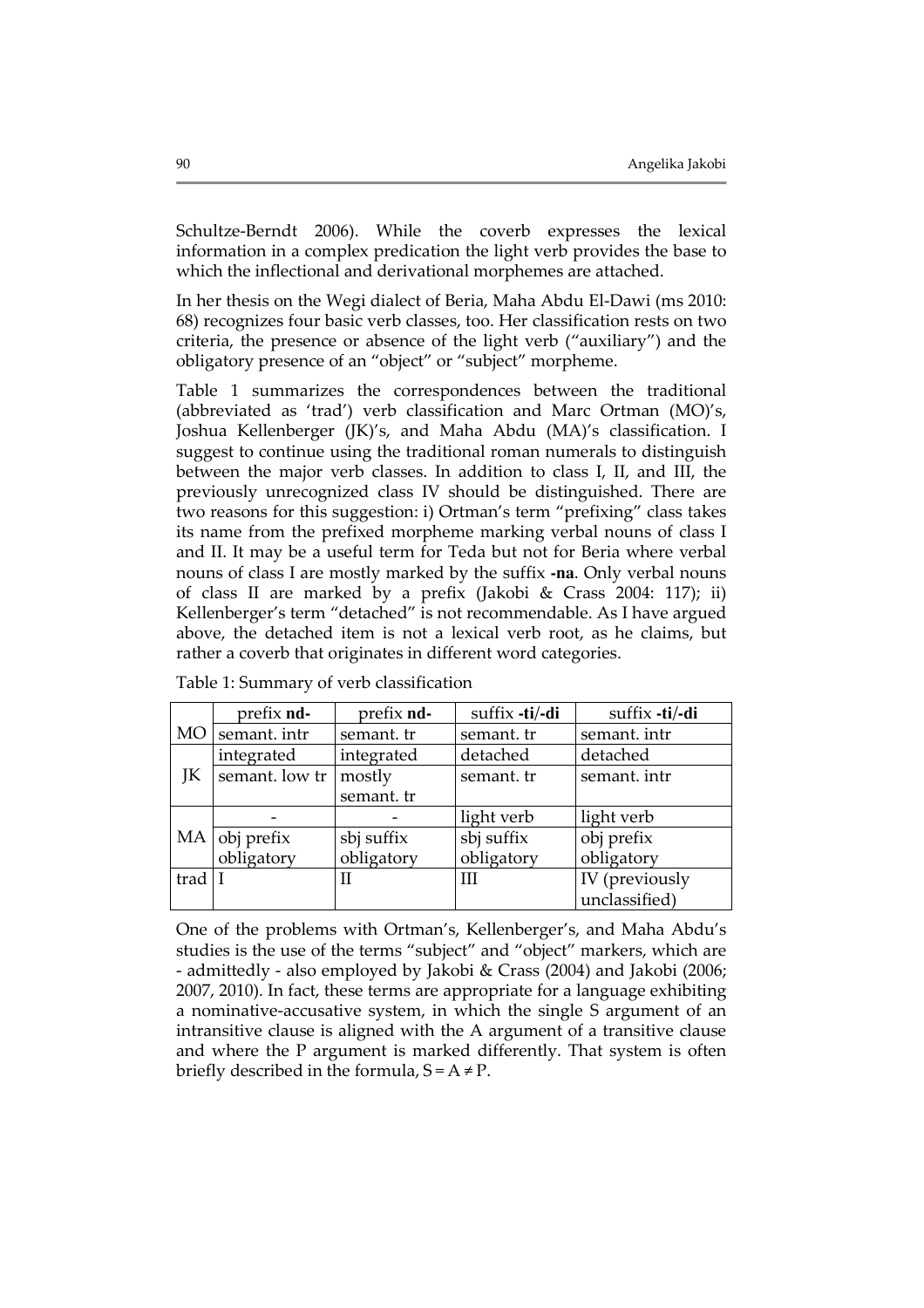Schultze-Berndt 2006). While the coverb expresses the lexical information in a complex predication the light verb provides the base to which the inflectional and derivational morphemes are attached.

In her thesis on the Wegi dialect of Beria, Maha Abdu El-Dawi (ms 2010: 68) recognizes four basic verb classes, too. Her classification rests on two criteria, the presence or absence of the light verb ("auxiliary") and the obligatory presence of an "object" or "subject" morpheme.

Table 1 summarizes the correspondences between the traditional (abbreviated as 'trad') verb classification and Marc Ortman (MO)'s, Joshua Kellenberger (JK)'s, and Maha Abdu (MA)'s classification. I suggest to continue using the traditional roman numerals to distinguish between the major verb classes. In addition to class I, II, and III, the previously unrecognized class IV should be distinguished. There are two reasons for this suggestion: i) Ortman's term "prefixing" class takes its name from the prefixed morpheme marking verbal nouns of class I and II. It may be a useful term for Teda but not for Beria where verbal nouns of class I are mostly marked by the suffix **-na**. Only verbal nouns of class II are marked by a prefix (Jakobi & Crass 2004: 117); ii) Kellenberger's term "detached" is not recommendable. As I have argued above, the detached item is not a lexical verb root, as he claims, but rather a coverb that originates in different word categories.

Table 1: Summary of verb classification

| | prefix **nd-** | prefix **nd-** | suffix **-ti**/**-di** | suffix **-ti**/**-di** |
|---|---|---|---|---|
| MO | semant. intr | semant. tr | semant. tr | semant. intr |
| JK | integrated | integrated | detached | detached |
| | semant. low tr | mostly semant. tr | semant. tr | semant. intr |
| MA | - | - | light verb | light verb |
| | obj prefix obligatory | sbj suffix obligatory | sbj suffix obligatory | obj prefix obligatory |
| trad | I | II | III | IV (previously unclassified) |

One of the problems with Ortman's, Kellenberger's, and Maha Abdu's studies is the use of the terms "subject" and "object" markers, which are - admittedly - also employed by Jakobi & Crass (2004) and Jakobi (2006; 2007, 2010). In fact, these terms are appropriate for a language exhibiting a nominative-accusative system, in which the single S argument of an intransitive clause is aligned with the A argument of a transitive clause and where the P argument is marked differently. That system is often briefly described in the formula, $S = A \neq P$.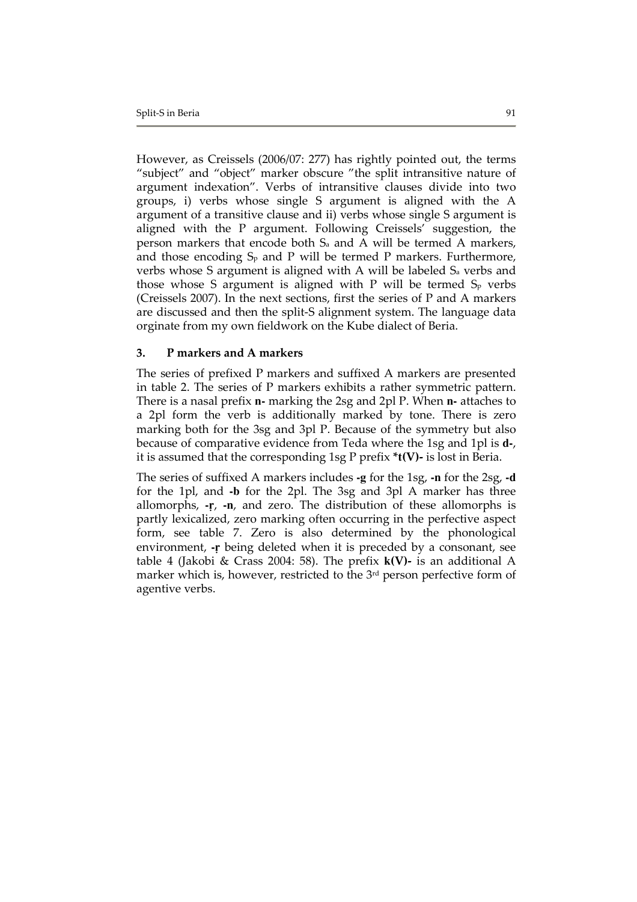However, as Creissels (2006/07: 277) has rightly pointed out, the terms "subject" and "object" marker obscure "the split intransitive nature of argument indexation". Verbs of intransitive clauses divide into two groups, i) verbs whose single S argument is aligned with the A argument of a transitive clause and ii) verbs whose single S argument is aligned with the P argument. Following Creissels' suggestion, the person markers that encode both $S_a$ and A will be termed A markers, and those encoding $S_p$ and P will be termed P markers. Furthermore, verbs whose S argument is aligned with A will be labeled $S_a$ verbs and those whose S argument is aligned with P will be termed $S_p$ verbs (Creissels 2007). In the next sections, first the series of P and A markers are discussed and then the split-S alignment system. The language data orginate from my own fieldwork on the Kube dialect of Beria.

## 3. P markers and A markers

The series of prefixed P markers and suffixed A markers are presented in table 2. The series of P markers exhibits a rather symmetric pattern. There is a nasal prefix **n-** marking the 2sg and 2pl P. When **n-** attaches to a 2pl form the verb is additionally marked by tone. There is zero marking both for the 3sg and 3pl P. Because of the symmetry but also because of comparative evidence from Teda where the 1sg and 1pl is **d-**, it is assumed that the corresponding 1sg P prefix ***t(V)-** is lost in Beria.

The series of suffixed A markers includes **-g** for the 1sg, **-n** for the 2sg, **-d** for the 1pl, and **-b** for the 2pl. The 3sg and 3pl A marker has three allomorphs, **-ṛ**, **-n**, and zero. The distribution of these allomorphs is partly lexicalized, zero marking often occurring in the perfective aspect form, see table 7. Zero is also determined by the phonological environment, **-ṛ** being deleted when it is preceded by a consonant, see table 4 (Jakobi & Crass 2004: 58). The prefix **k(V)-** is an additional A marker which is, however, restricted to the 3rd person perfective form of agentive verbs.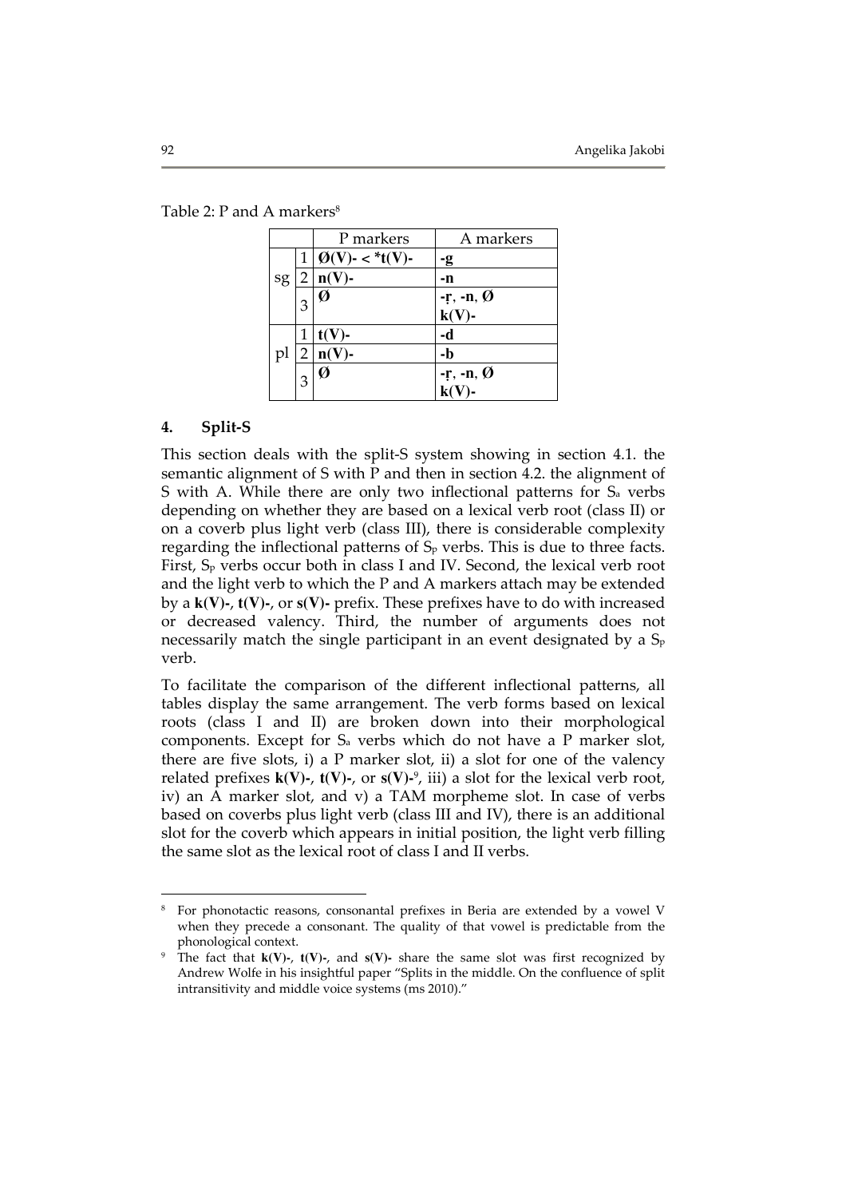Table 2: P and A markers[8]

| | | P markers | A markers |
|---|---|---|---|
| sg | 1 | **Ø(V)- < *t(V)-** | **-g** |
| | 2 | **n(V)-** | **-n** |
| | 3 | **Ø** | **-ṛ**, **-n**, **Ø** **k(V)-** |
| pl | 1 | **t(V)-** | **-d** |
| | 2 | **n(V)-** | **-b** |
| | 3 | **Ø** | **-ṛ**, **-n**, **Ø** **k(V)-** |

## 4. Split-S

This section deals with the split-S system showing in section 4.1. the semantic alignment of S with P and then in section 4.2. the alignment of S with A. While there are only two inflectional patterns for $S_a$ verbs depending on whether they are based on a lexical verb root (class II) or on a coverb plus light verb (class III), there is considerable complexity regarding the inflectional patterns of $S_p$ verbs. This is due to three facts. First, $S_p$ verbs occur both in class I and IV. Second, the lexical verb root and the light verb to which the P and A markers attach may be extended by a **k(V)-**, **t(V)-**, or **s(V)-** prefix. These prefixes have to do with increased or decreased valency. Third, the number of arguments does not necessarily match the single participant in an event designated by a $S_p$ verb.

To facilitate the comparison of the different inflectional patterns, all tables display the same arrangement. The verb forms based on lexical roots (class I and II) are broken down into their morphological components. Except for $S_a$ verbs which do not have a P marker slot, there are five slots, i) a P marker slot, ii) a slot for one of the valency related prefixes **k(V)-**, **t(V)-**, or **s(V)-**[9], iii) a slot for the lexical verb root, iv) an A marker slot, and v) a TAM morpheme slot. In case of verbs based on coverbs plus light verb (class III and IV), there is an additional slot for the coverb which appears in initial position, the light verb filling the same slot as the lexical root of class I and II verbs.

---

[8] For phonotactic reasons, consonantal prefixes in Beria are extended by a vowel V when they precede a consonant. The quality of that vowel is predictable from the phonological context.

[9] The fact that **k(V)-**, **t(V)-**, and **s(V)-** share the same slot was first recognized by Andrew Wolfe in his insightful paper "Splits in the middle. On the confluence of split intransitivity and middle voice systems (ms 2010)."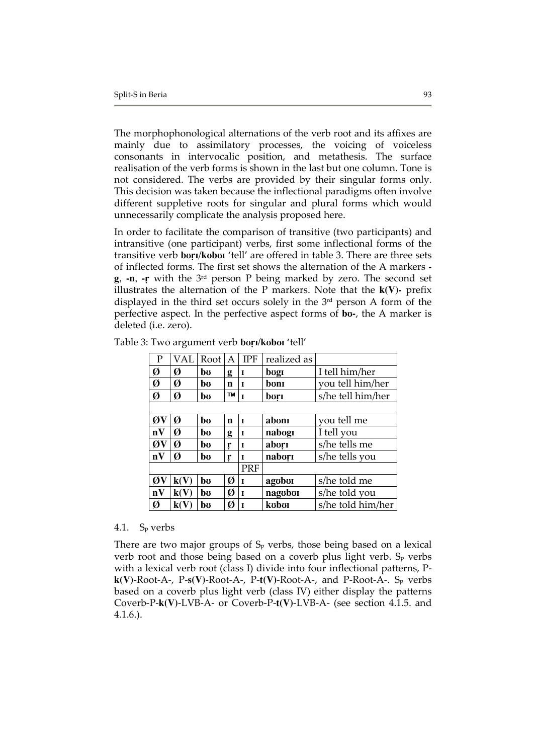The morphophonological alternations of the verb root and its affixes are mainly due to assimilatory processes, the voicing of voiceless consonants in intervocalic position, and metathesis. The surface realisation of the verb forms is shown in the last but one column. Tone is not considered. The verbs are provided by their singular forms only. This decision was taken because the inflectional paradigms often involve different suppletive roots for singular and plural forms which would unnecessarily complicate the analysis proposed here.

In order to facilitate the comparison of transitive (two participants) and intransitive (one participant) verbs, first some inflectional forms of the transitive verb **bʊṛɪ/kʊbʊɪ** 'tell' are offered in table 3. There are three sets of inflected forms. The first set shows the alternation of the A markers **-g**, **-n**, **-ṛ** with the 3rd person P being marked by zero. The second set illustrates the alternation of the P markers. Note that the **k(V)-** prefix displayed in the third set occurs solely in the 3rd person A form of the perfective aspect. In the perfective aspect forms of **bʊ-**, the A marker is deleted (i.e. zero).

Table 3: Two argument verb **bʊṛɪ/kʊbʊɪ** 'tell'

| P | VAL | Root | A | IPF | realized as | |
|---|---|---|---|---|---|---|
| **Ø** | **Ø** | **bʊ** | **g** | **ɪ** | **bʊgɪ** | I tell him/her |
| **Ø** | **Ø** | **bʊ** | **n** | **ɪ** | **bʊnɪ** | you tell him/her |
| **Ø** | **Ø** | **bʊ** | **™** | **ɪ** | **bʊṛɪ** | s/he tell him/her |
| | | | | | | |
| **ØV** | **Ø** | **bʊ** | **n** | **ɪ** | **abʊnɪ** | you tell me |
| **nV** | **Ø** | **bʊ** | **g** | **ɪ** | **nabʊgɪ** | I tell you |
| **ØV** | **Ø** | **bʊ** | **ṛ** | **ɪ** | **abʊṛɪ** | s/he tells me |
| **nV** | **Ø** | **bʊ** | **ṛ** | **ɪ** | **nabʊṛɪ** | s/he tells you |
| | | | | PRF | | |
| **ØV** | **k(V)** | **bʊ** | **Ø** | **ɪ** | **agʊbʊɪ** | s/he told me |
| **nV** | **k(V)** | **bʊ** | **Ø** | **ɪ** | **nagʊbʊɪ** | s/he told you |
| **Ø** | **k(V)** | **bʊ** | **Ø** | **ɪ** | **kʊbʊɪ** | s/he told him/her |

### 4.1. $S_P$ verbs

There are two major groups of $S_P$ verbs, those being based on a lexical verb root and those being based on a coverb plus light verb. $S_P$ verbs with a lexical verb root (class I) divide into four inflectional patterns, P-**k(V)**-Root-A-, P-**s(V)**-Root-A-, P-**t(V)**-Root-A-, and P-Root-A-. $S_P$ verbs based on a coverb plus light verb (class IV) either display the patterns Coverb-P-**k(V)**-LVB-A- or Coverb-P-**t(V)**-LVB-A- (see section 4.1.5. and 4.1.6.).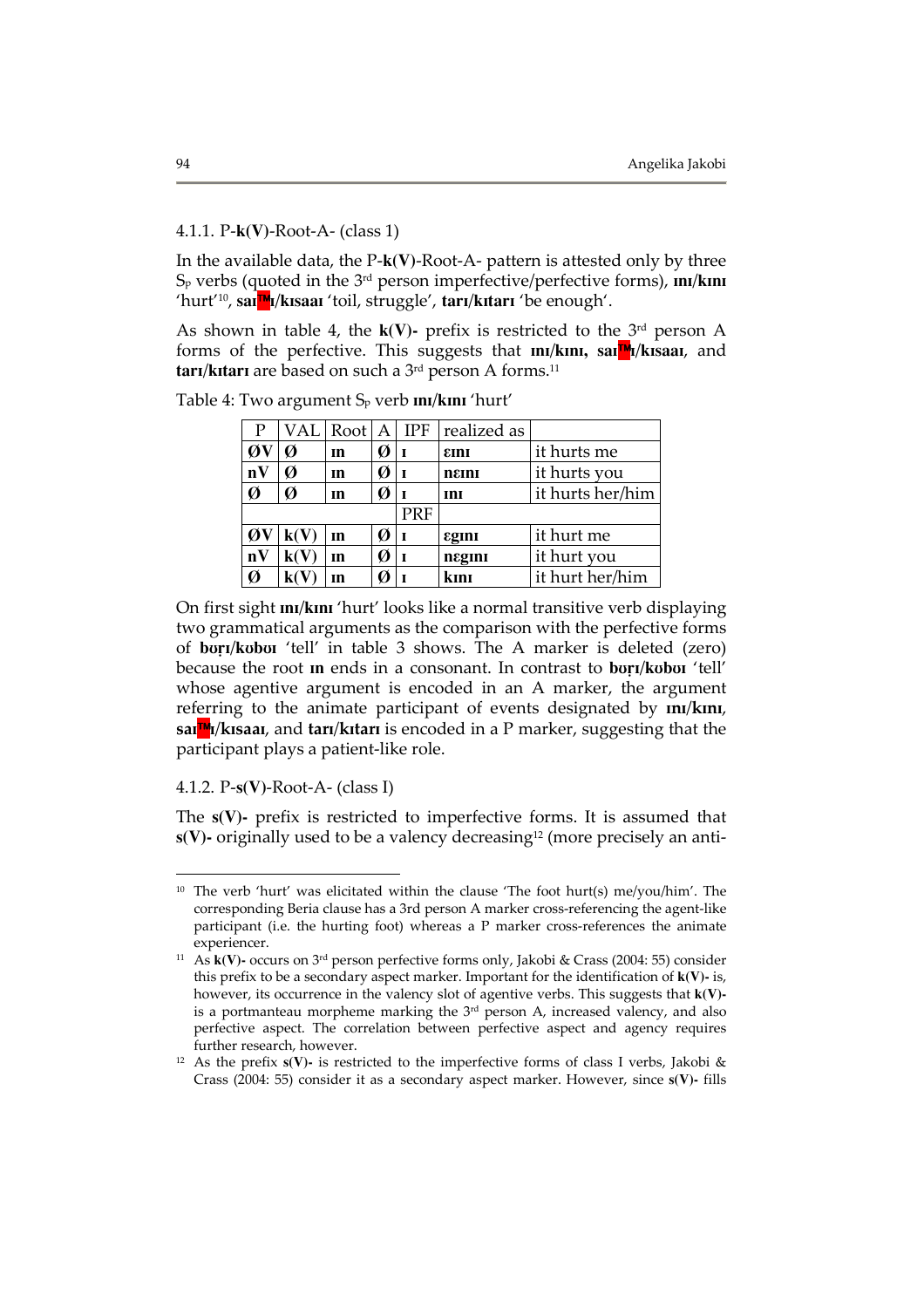#### 4.1.1. P-**k(V)**-Root-A- (class 1)

In the available data, the P-**k(V)**-Root-A- pattern is attested only by three $S_p$ verbs (quoted in the 3rd person imperfective/perfective forms), **ını/kını** 'hurt'[10], **saı™ı/kısaaı** 'toil, struggle', **tarı/kıtarı** 'be enough'.

As shown in table 4, the **k(V)-** prefix is restricted to the 3rd person A forms of the perfective. This suggests that **ını/kını, saı™ı/kısaaı**, and **tarı/kıtarı** are based on such a 3rd person A forms.[11]

Table 4: Two argument $S_p$ verb **ını/kını** 'hurt'

| P | VAL | Root | A | IPF | realized as | |
|---|---|---|---|---|---|---|
| **ØV** | **Ø** | **ın** | **Ø** | **ı** | **ɛını** | it hurts me |
| **nV** | **Ø** | **ın** | **Ø** | **ı** | **nɛını** | it hurts you |
| **Ø** | **Ø** | **ın** | **Ø** | **ı** | **ını** | it hurts her/him |
| | | | | PRF | | |
| **ØV** | **k(V)** | **ın** | **Ø** | **ı** | **ɛgını** | it hurt me |
| **nV** | **k(V)** | **ın** | **Ø** | **ı** | **nɛgını** | it hurt you |
| **Ø** | **k(V)** | **ın** | **Ø** | **ı** | **kını** | it hurt her/him |

On first sight **ını/kını** 'hurt' looks like a normal transitive verb displaying two grammatical arguments as the comparison with the perfective forms of **bʊṛı/kʊbʊı** 'tell' in table 3 shows. The A marker is deleted (zero) because the root **ın** ends in a consonant. In contrast to **bʊṛı/kʊbʊı** 'tell' whose agentive argument is encoded in an A marker, the argument referring to the animate participant of events designated by **ını/kını**, **saı™ı/kısaaı**, and **tarı/kıtarı** is encoded in a P marker, suggesting that the participant plays a patient-like role.

#### 4.1.2. P-**s(V)**-Root-A- (class I)

The **s(V)-** prefix is restricted to imperfective forms. It is assumed that **s(V)-** originally used to be a valency decreasing[12] (more precisely an anti-

---

[10] The verb 'hurt' was elicitated within the clause 'The foot hurt(s) me/you/him'. The corresponding Beria clause has a 3rd person A marker cross-referencing the agent-like participant (i.e. the hurting foot) whereas a P marker cross-references the animate experiencer.

[11] As **k(V)-** occurs on 3rd person perfective forms only, Jakobi & Crass (2004: 55) consider this prefix to be a secondary aspect marker. Important for the identification of **k(V)-** is, however, its occurrence in the valency slot of agentive verbs. This suggests that **k(V)-** is a portmanteau morpheme marking the 3rd person A, increased valency, and also perfective aspect. The correlation between perfective aspect and agency requires further research, however.

[12] As the prefix **s(V)-** is restricted to the imperfective forms of class I verbs, Jakobi & Crass (2004: 55) consider it as a secondary aspect marker. However, since **s(V)-** fills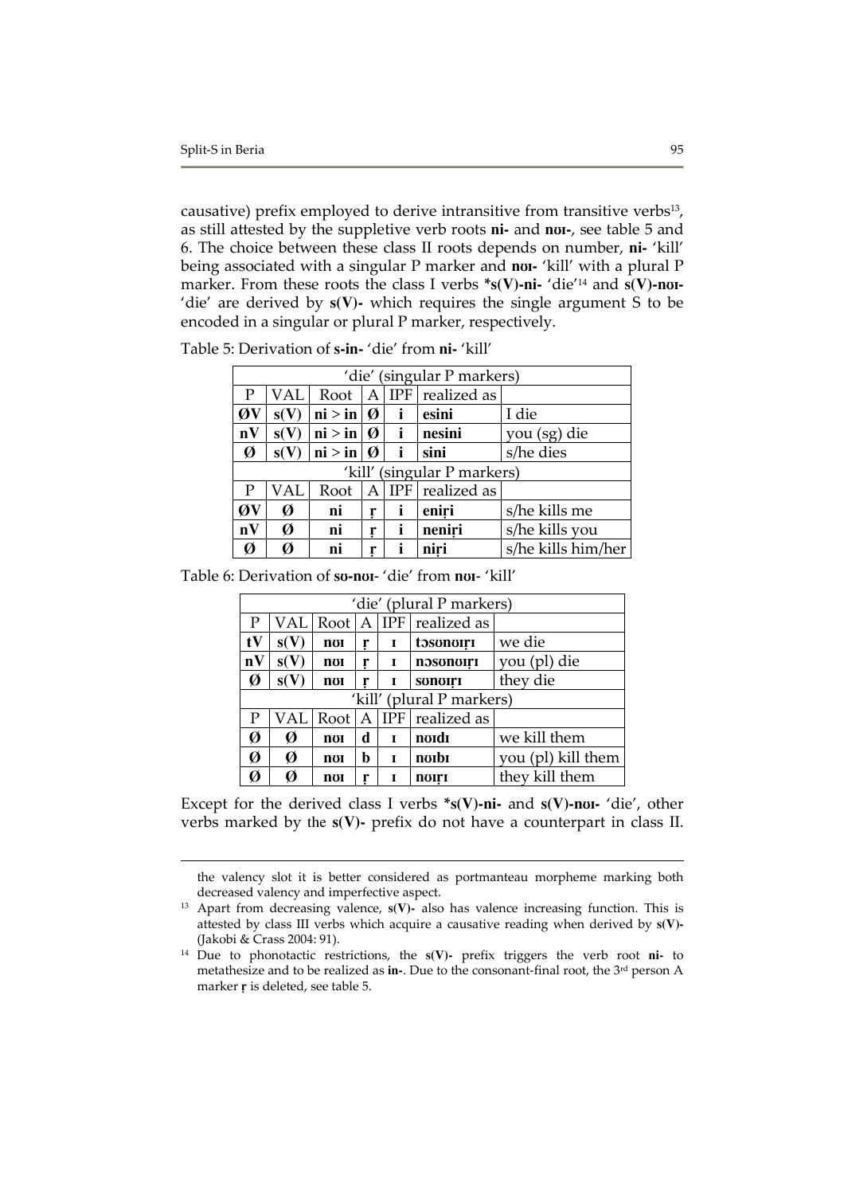causative) prefix employed to derive intransitive from transitive verbs[13], as still attested by the suppletive verb roots **ni-** and **nʊɪ-**, see table 5 and 6. The choice between these class II roots depends on number, **ni-** 'kill' being associated with a singular P marker and **nʊɪ-** 'kill' with a plural P marker. From these roots the class I verbs ***s(V)-ni-** 'die'[14] and **s(V)-nʊɪ-** 'die' are derived by **s(V)-** which requires the single argument S to be encoded in a singular or plural P marker, respectively.

Table 5: Derivation of **s-in-** 'die' from **ni-** 'kill'

| 'die' (singular P markers) | | | | | | |
|---|---|---|---|---|---|---|
| P | VAL | Root | A | IPF | realized as | |
| **ØV** | **s(V)** | **ni > in** | **Ø** | **i** | **esini** | I die |
| **nV** | **s(V)** | **ni > in** | **Ø** | **i** | **nesini** | you (sg) die |
| **Ø** | **s(V)** | **ni > in** | **Ø** | **i** | **sini** | s/he dies |
| 'kill' (singular P markers) | | | | | | |
| P | VAL | Root | A | IPF | realized as | |
| **ØV** | **Ø** | **ni** | **ṛ** | **i** | **eniṛi** | s/he kills me |
| **nV** | **Ø** | **ni** | **ṛ** | **i** | **neniṛi** | s/he kills you |
| **Ø** | **Ø** | **ni** | **ṛ** | **i** | **niṛi** | s/he kills him/her |

Table 6: Derivation of **sʊ-nʊɪ-** 'die' from **nʊɪ-** 'kill'

| 'die' (plural P markers) | | | | | | |
|---|---|---|---|---|---|---|
| P | VAL | Root | A | IPF | realized as | |
| **tV** | **s(V)** | **nʊɪ** | **ṛ** | **ɪ** | **tɔsʊnʊɪṛɪ** | we die |
| **nV** | **s(V)** | **nʊɪ** | **ṛ** | **ɪ** | **nɔsʊnʊɪṛɪ** | you (pl) die |
| **Ø** | **s(V)** | **nʊɪ** | **ṛ** | **ɪ** | **sʊnʊɪṛɪ** | they die |
| 'kill' (plural P markers) | | | | | | |
| P | VAL | Root | A | IPF | realized as | |
| **Ø** | **Ø** | **nʊɪ** | **d** | **ɪ** | **nʊɪdɪ** | we kill them |
| **Ø** | **Ø** | **nʊɪ** | **b** | **ɪ** | **nʊɪbɪ** | you (pl) kill them |
| **Ø** | **Ø** | **nʊɪ** | **ṛ** | **ɪ** | **nʊɪṛɪ** | they kill them |

Except for the derived class I verbs ***s(V)-ni-** and **s(V)-nʊɪ-** 'die', other verbs marked by the **s(V)-** prefix do not have a counterpart in class II.

---

the valency slot it is better considered as portmanteau morpheme marking both decreased valency and imperfective aspect.

[13] Apart from decreasing valence, **s(V)-** also has valence increasing function. This is attested by class III verbs which acquire a causative reading when derived by **s(V)-** (Jakobi & Crass 2004: 91).

[14] Due to phonotactic restrictions, the **s(V)-** prefix triggers the verb root **ni-** to metathesize and to be realized as **in-**. Due to the consonant-final root, the 3rd person A marker **ṛ** is deleted, see table 5.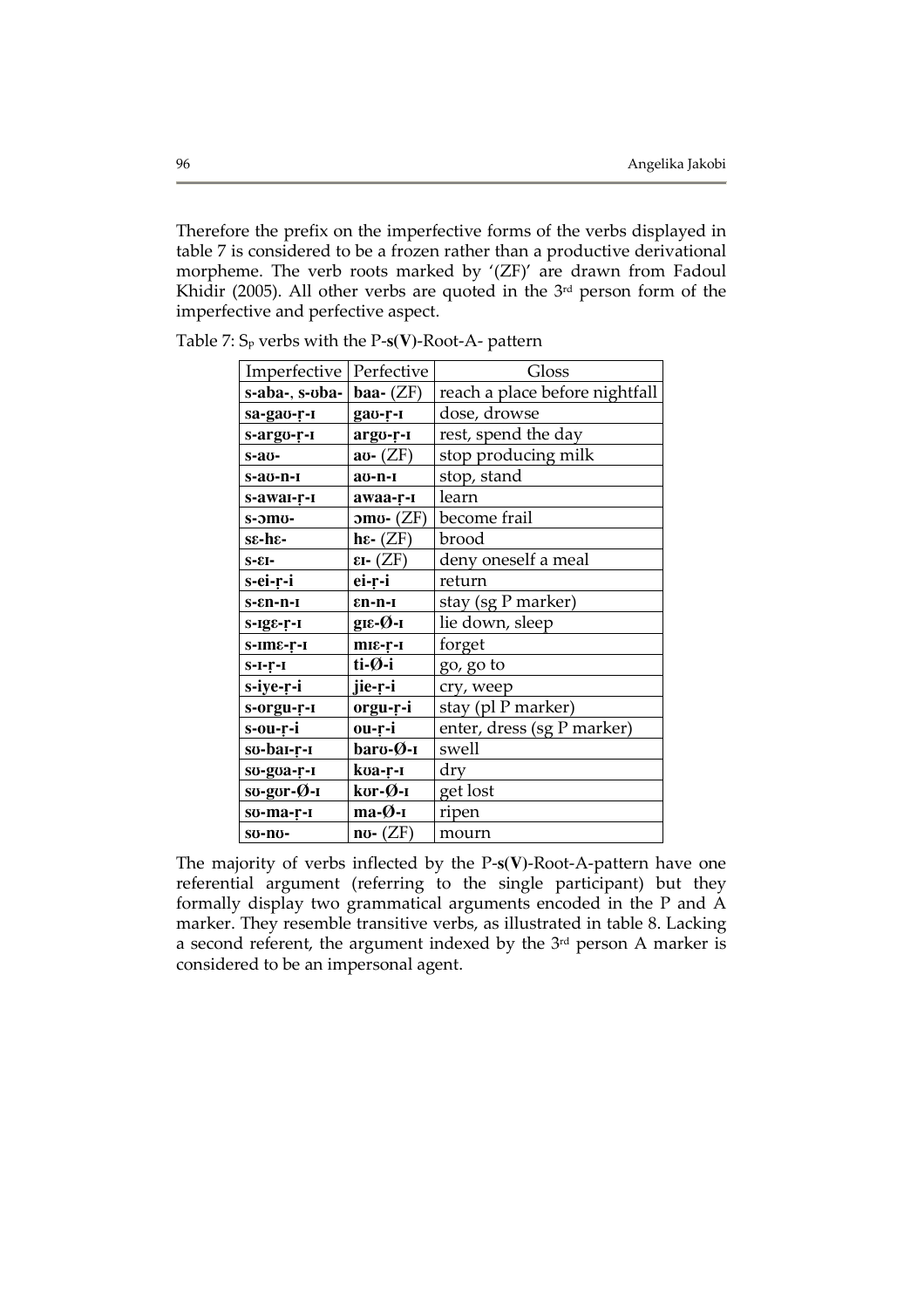Therefore the prefix on the imperfective forms of the verbs displayed in table 7 is considered to be a frozen rather than a productive derivational morpheme. The verb roots marked by '(ZF)' are drawn from Fadoul Khidir (2005). All other verbs are quoted in the 3rd person form of the imperfective and perfective aspect.

Table 7: $S_P$ verbs with the P-**s(V)**-Root-A- pattern

| Imperfective | Perfective | Gloss |
|---|---|---|
| **s-aba-**, **s-ʊba-** | **baa-** (ZF) | reach a place before nightfall |
| **sa-gaʊ-ṛ-ɪ** | **gaʊ-ṛ-ɪ** | dose, drowse |
| **s-argʊ-ṛ-ɪ** | **argʊ-ṛ-ɪ** | rest, spend the day |
| **s-aʊ-** | **aʊ-** (ZF) | stop producing milk |
| **s-aʊ-n-ɪ** | **aʊ-n-ɪ** | stop, stand |
| **s-awaɪ-ṛ-ɪ** | **awaa-ṛ-ɪ** | learn |
| **s-ɔmʊ-** | **ɔmʊ-** (ZF) | become frail |
| **sɛ-hɛ-** | **hɛ-** (ZF) | brood |
| **s-ɛɪ-** | **ɛɪ-** (ZF) | deny oneself a meal |
| **s-ei-ṛ-i** | **ei-ṛ-i** | return |
| **s-ɛn-n-ɪ** | **ɛn-n-ɪ** | stay (sg P marker) |
| **s-ɪgɛ-ṛ-ɪ** | **gɪɛ-Ø-ɪ** | lie down, sleep |
| **s-ɪmɛ-ṛ-ɪ** | **mɪɛ-ṛ-ɪ** | forget |
| **s-ɪ-ṛ-ɪ** | **ti-Ø-i** | go, go to |
| **s-iye-ṛ-i** | **jie-ṛ-i** | cry, weep |
| **s-orgu-ṛ-ɪ** | **orgu-ṛ-i** | stay (pl P marker) |
| **s-ou-ṛ-i** | **ou-ṛ-i** | enter, dress (sg P marker) |
| **sʊ-baɪ-ṛ-ɪ** | **barʊ-Ø-ɪ** | swell |
| **sʊ-gʊa-ṛ-ɪ** | **kʊa-ṛ-ɪ** | dry |
| **sʊ-gʊr-Ø-ɪ** | **kʊr-Ø-ɪ** | get lost |
| **sʊ-ma-ṛ-ɪ** | **ma-Ø-ɪ** | ripen |
| **sʊ-nʊ-** | **nʊ-** (ZF) | mourn |

The majority of verbs inflected by the P-**s(V)**-Root-A-pattern have one referential argument (referring to the single participant) but they formally display two grammatical arguments encoded in the P and A marker. They resemble transitive verbs, as illustrated in table 8. Lacking a second referent, the argument indexed by the 3rd person A marker is considered to be an impersonal agent.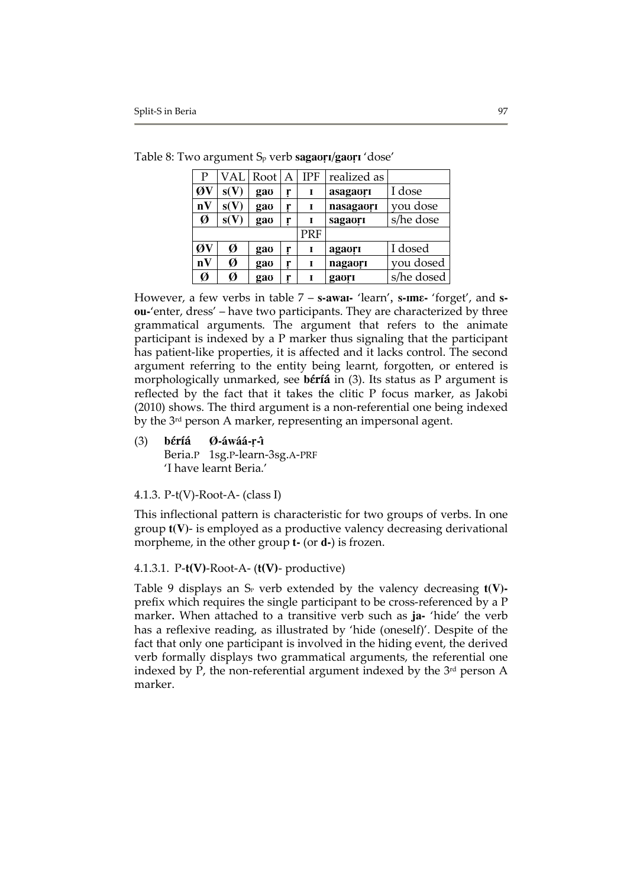Table 8: Two argument $S_P$ verb **sagaʊṛɪ/gaʊṛɪ** 'dose'

| P | VAL | Root | A | IPF | realized as | |
|---|---|---|---|---|---|---|
| **ØV** | **s(V)** | **gaʊ** | **ṛ** | **ɪ** | **asagaʊṛɪ** | I dose |
| **nV** | **s(V)** | **gaʊ** | **ṛ** | **ɪ** | **nasagaʊṛɪ** | you dose |
| **Ø** | **s(V)** | **gaʊ** | **ṛ** | **ɪ** | **sagaʊṛɪ** | s/he dose |
| | | | | PRF | | |
| **ØV** | **Ø** | **gaʊ** | **ṛ** | **ɪ** | **agaʊṛɪ** | I dosed |
| **nV** | **Ø** | **gaʊ** | **ṛ** | **ɪ** | **nagaʊṛɪ** | you dosed |
| **Ø** | **Ø** | **gaʊ** | **ṛ** | **ɪ** | **gaʊṛɪ** | s/he dosed |

However, a few verbs in table 7 – **s-awaɪ-** 'learn', **s-ɪmɛ-** 'forget', and **s-ou-**'enter, dress' – have two participants. They are characterized by three grammatical arguments. The argument that refers to the animate participant is indexed by a P marker thus signaling that the participant has patient-like properties, it is affected and it lacks control. The second argument referring to the entity being learnt, forgotten, or entered is morphologically unmarked, see **bɛ́ríá** in (3). Its status as P argument is reflected by the fact that it takes the clitic P focus marker, as Jakobi (2010) shows. The third argument is a non-referential one being indexed by the 3rd person A marker, representing an impersonal agent.

(3) **bɛ́ríá Ø-áwáá-ṛ-î**
Beria.P 1sg.P-learn-3sg.A-PRF
'I have learnt Beria.'

4.1.3. P-t(V)-Root-A- (class I)

This inflectional pattern is characteristic for two groups of verbs. In one group **t(V)-** is employed as a productive valency decreasing derivational morpheme, in the other group **t-** (or **d-**) is frozen.

4.1.3.1. P-**t(V)**-Root-A- (**t(V)-** productive)

Table 9 displays an $S_P$ verb extended by the valency decreasing **t(V)-** prefix which requires the single participant to be cross-referenced by a P marker. When attached to a transitive verb such as **ja-** 'hide' the verb has a reflexive reading, as illustrated by 'hide (oneself)'. Despite of the fact that only one participant is involved in the hiding event, the derived verb formally displays two grammatical arguments, the referential one indexed by P, the non-referential argument indexed by the 3rd person A marker.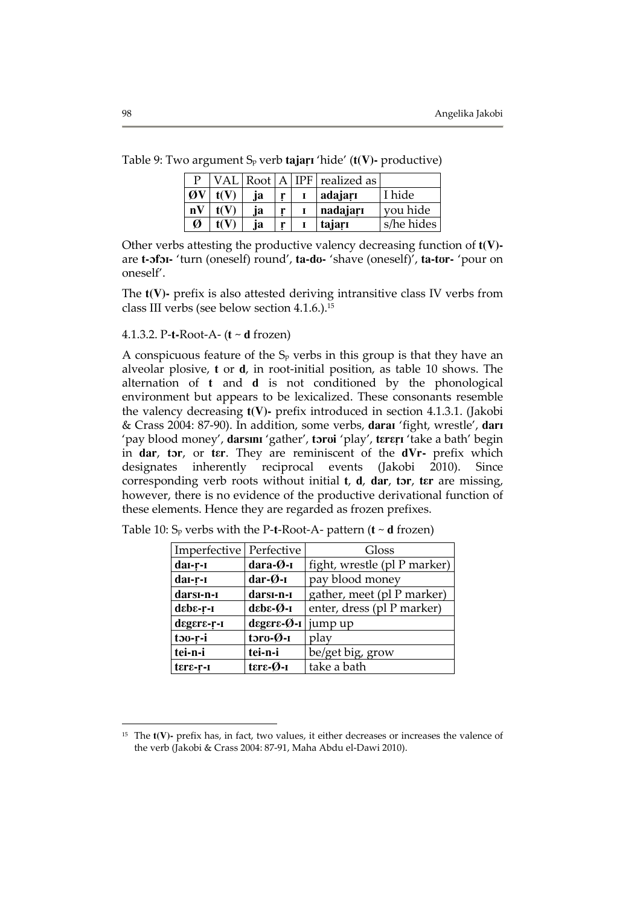Table 9: Two argument $S_P$ verb **tajaṛɪ** 'hide' (**t(V)-** productive)

| P | VAL | Root | A | IPF | realized as | |
|---|---|---|---|---|---|---|
| **ØV** | **t(V)** | **ja** | **ṛ** | **ɪ** | **adajaṛɪ** | I hide |
| **nV** | **t(V)** | **ja** | **ṛ** | **ɪ** | **nadajaṛɪ** | you hide |
| **Ø** | **t(V)** | **ja** | **ṛ** | **ɪ** | **tajaṛɪ** | s/he hides |

Other verbs attesting the productive valency decreasing function of **t(V)-** are **t-ɔfɔɪ-** 'turn (oneself) round', **ta-dʊ-** 'shave (oneself)', **ta-tʊr-** 'pour on oneself'.

The **t(V)-** prefix is also attested deriving intransitive class IV verbs from class III verbs (see below section 4.1.6.).[15]

4.1.3.2. P-**t-**Root-A- (**t** ~ **d** frozen)

A conspicuous feature of the $S_P$ verbs in this group is that they have an alveolar plosive, **t** or **d**, in root-initial position, as table 10 shows. The alternation of **t** and **d** is not conditioned by the phonological environment but appears to be lexicalized. These consonants resemble the valency decreasing **t(V)-** prefix introduced in section 4.1.3.1. (Jakobi & Crass 2004: 87-90). In addition, some verbs, **daraɪ** 'fight, wrestle', **darɪ** 'pay blood money', **darsɪnɪ** 'gather', **tɔrʊi** 'play', **tɛrɛṛɪ** 'take a bath' begin in **dar**, **tɔr**, or **tɛr**. They are reminiscent of the **dVr-** prefix which designates inherently reciprocal events (Jakobi 2010). Since corresponding verb roots without initial **t**, **d**, **dar**, **tɔr**, **tɛr** are missing, however, there is no evidence of the productive derivational function of these elements. Hence they are regarded as frozen prefixes.

Table 10: $S_P$ verbs with the P-**t**-Root-A- pattern (**t** ~ **d** frozen)

| Imperfective | Perfective | Gloss |
|---|---|---|
| **daɪ-ṛ-ɪ** | **dara-Ø-ɪ** | fight, wrestle (pl P marker) |
| **daɪ-ṛ-ɪ** | **dar-Ø-ɪ** | pay blood money |
| **darsɪ-n-ɪ** | **darsɪ-n-ɪ** | gather, meet (pl P marker) |
| **dɛbɛ-ṛ-ɪ** | **dɛbɛ-Ø-ɪ** | enter, dress (pl P marker) |
| **dɛgɛrɛ-ṛ-ɪ** | **dɛgɛrɛ-Ø-ɪ** | jump up |
| **tɔʊ-ṛ-i** | **tɔrʊ-Ø-ɪ** | play |
| **tei-n-i** | **tei-n-i** | be/get big, grow |
| **tɛrɛ-ṛ-ɪ** | **tɛrɛ-Ø-ɪ** | take a bath |

[15] The **t(V)-** prefix has, in fact, two values, it either decreases or increases the valence of the verb (Jakobi & Crass 2004: 87-91, Maha Abdu el-Dawi 2010).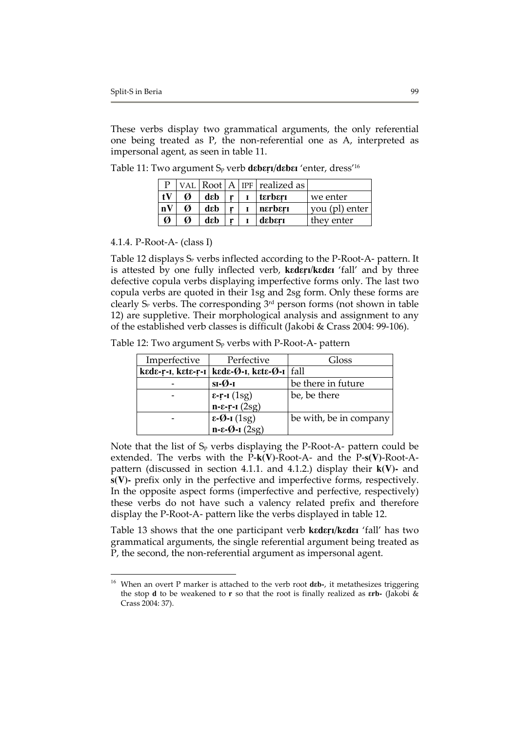These verbs display two grammatical arguments, the only referential one being treated as P, the non-referential one as A, interpreted as impersonal agent, as seen in table 11.

Table 11: Two argument $S_P$ verb **dɛbɛṛɪ/dɛbɛɪ** 'enter, dress'[16]

| P | VAL | Root | A | IPF | realized as | |
|---|---|---|---|---|---|---|
| **tV** | **Ø** | **dɛb** | **ṛ** | **ɪ** | **tɛrbɛṛɪ** | we enter |
| **nV** | **Ø** | **dɛb** | **ṛ** | **ɪ** | **nɛrbɛṛɪ** | you (pl) enter |
| **Ø** | **Ø** | **dɛb** | **ṛ** | **ɪ** | **dɛbɛṛɪ** | they enter |

4.1.4. P-Root-A- (class I)

Table 12 displays $S_P$ verbs inflected according to the P-Root-A- pattern. It is attested by one fully inflected verb, **kɛdɛṛɪ/kɛdɛɪ** 'fall' and by three defective copula verbs displaying imperfective forms only. The last two copula verbs are quoted in their 1sg and 2sg form. Only these forms are clearly $S_P$ verbs. The corresponding 3rd person forms (not shown in table 12) are suppletive. Their morphological analysis and assignment to any of the established verb classes is difficult (Jakobi & Crass 2004: 99-106).

Table 12: Two argument $S_P$ verbs with P-Root-A- pattern

| Imperfective | Perfective | Gloss |
|---|---|---|
| **kɛdɛ-ṛ-ɪ, kɛtɛ-ṛ-ɪ** | **kɛdɛ-Ø-ɪ, kɛtɛ-Ø-ɪ** | fall |
| - | **sɪ-Ø-ɪ** | be there in future |
| - | **ɛ-ṛ-ɪ** (1sg)<br>**n-ɛ-ṛ-ɪ** (2sg) | be, be there |
| - | **ɛ-Ø-ɪ** (1sg)<br>**n-ɛ-Ø-ɪ** (2sg) | be with, be in company |

Note that the list of $S_P$ verbs displaying the P-Root-A- pattern could be extended. The verbs with the P-**k(V)**-Root-A- and the P-**s(V)**-Root-A- pattern (discussed in section 4.1.1. and 4.1.2.) display their **k(V)-** and **s(V)-** prefix only in the perfective and imperfective forms, respectively. In the opposite aspect forms (imperfective and perfective, respectively) these verbs do not have such a valency related prefix and therefore display the P-Root-A- pattern like the verbs displayed in table 12.

Table 13 shows that the one participant verb **kɛdɛṛɪ/kɛdɛɪ** 'fall' has two grammatical arguments, the single referential argument being treated as P, the second, the non-referential argument as impersonal agent.

[16] When an overt P marker is attached to the verb root **dɛb-**, it metathesizes triggering the stop **d** to be weakened to **r** so that the root is finally realized as **ɛrb-** (Jakobi & Crass 2004: 37).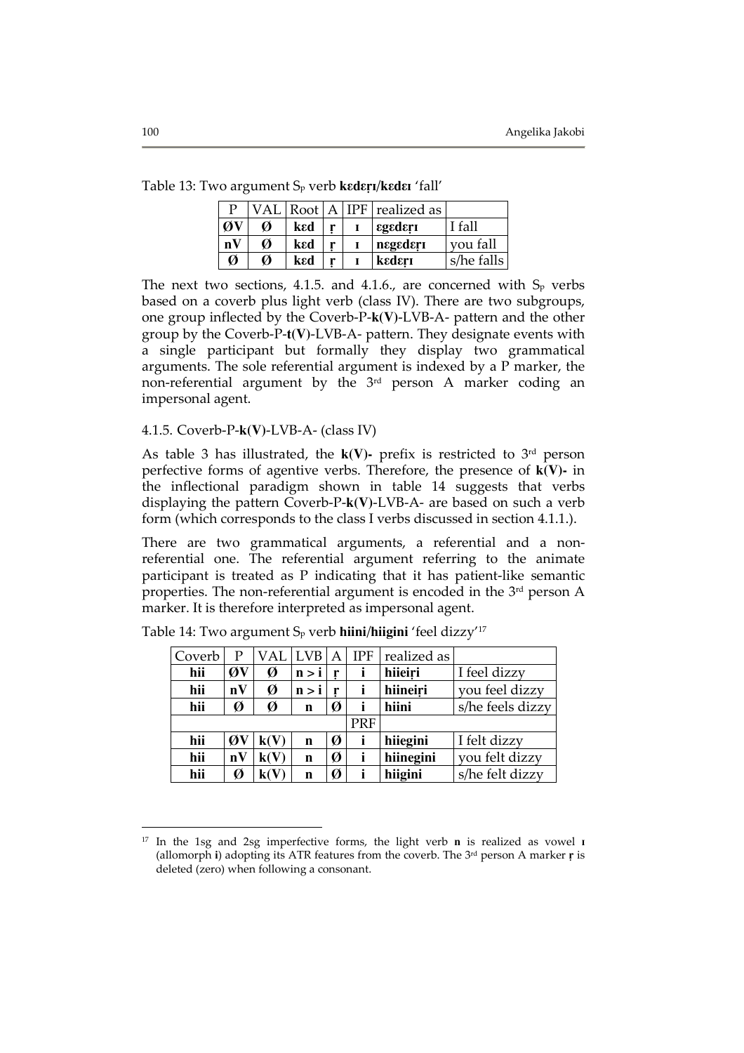Table 13: Two argument $S_p$ verb **kɛdɛṛɪ/kɛdɛɪ** 'fall'

| P | VAL | Root | A | IPF | realized as | |
|---|---|---|---|---|---|---|
| **ØV** | **Ø** | **kɛd** | **ṛ** | **ɪ** | **ɛgɛdɛṛɪ** | I fall |
| **nV** | **Ø** | **kɛd** | **ṛ** | **ɪ** | **nɛgɛdɛṛɪ** | you fall |
| **Ø** | **Ø** | **kɛd** | **ṛ** | **ɪ** | **kɛdɛṛɪ** | s/he falls |

The next two sections, 4.1.5. and 4.1.6., are concerned with $S_p$ verbs based on a coverb plus light verb (class IV). There are two subgroups, one group inflected by the Coverb-P-**k(V)**-LVB-A- pattern and the other group by the Coverb-P-**t(V)**-LVB-A- pattern. They designate events with a single participant but formally they display two grammatical arguments. The sole referential argument is indexed by a P marker, the non-referential argument by the 3rd person A marker coding an impersonal agent.

4.1.5. Coverb-P-**k(V)**-LVB-A- (class IV)

As table 3 has illustrated, the **k(V)-** prefix is restricted to 3rd person perfective forms of agentive verbs. Therefore, the presence of **k(V)-** in the inflectional paradigm shown in table 14 suggests that verbs displaying the pattern Coverb-P-**k(V)**-LVB-A- are based on such a verb form (which corresponds to the class I verbs discussed in section 4.1.1.).

There are two grammatical arguments, a referential and a non-referential one. The referential argument referring to the animate participant is treated as P indicating that it has patient-like semantic properties. The non-referential argument is encoded in the 3rd person A marker. It is therefore interpreted as impersonal agent.

Table 14: Two argument $S_p$ verb **hiini/hiigini** 'feel dizzy'[17]

| Coverb | P | VAL | LVB | A | IPF | realized as | |
|---|---|---|---|---|---|---|---|
| **hii** | **ØV** | **Ø** | **n > i** | **ṛ** | **i** | **hiieiṛi** | I feel dizzy |
| **hii** | **nV** | **Ø** | **n > i** | **ṛ** | **i** | **hiineiṛi** | you feel dizzy |
| **hii** | **Ø** | **Ø** | **n** | **Ø** | **i** | **hiini** | s/he feels dizzy |
| | | | | | PRF | | |
| **hii** | **ØV** | **k(V)** | **n** | **Ø** | **i** | **hiiegini** | I felt dizzy |
| **hii** | **nV** | **k(V)** | **n** | **Ø** | **i** | **hiinegini** | you felt dizzy |
| **hii** | **Ø** | **k(V)** | **n** | **Ø** | **i** | **hiigini** | s/he felt dizzy |

[17] In the 1sg and 2sg imperfective forms, the light verb **n** is realized as vowel **ɪ** (allomorph **i**) adopting its ATR features from the coverb. The 3rd person A marker **ṛ** is deleted (zero) when following a consonant.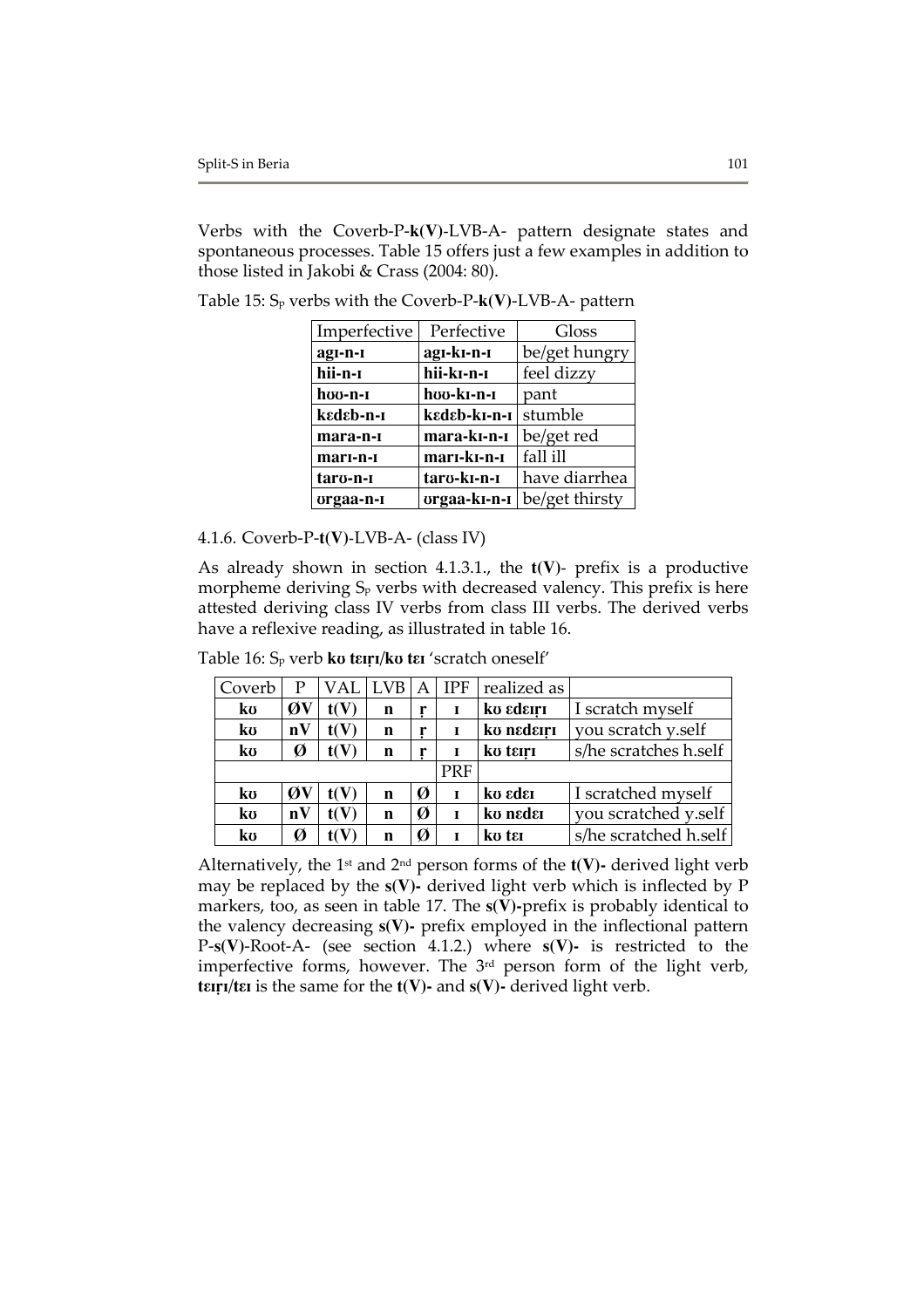Verbs with the Coverb-P-**k(V)**-LVB-A- pattern designate states and spontaneous processes. Table 15 offers just a few examples in addition to those listed in Jakobi & Crass (2004: 80).

Table 15: $S_P$ verbs with the Coverb-P-**k(V)**-LVB-A- pattern

| Imperfective | Perfective | Gloss |
|---|---|---|
| **agɪ-n-ɪ** | **agɪ-kɪ-n-ɪ** | be/get hungry |
| **hii-n-ɪ** | **hii-kɪ-n-ɪ** | feel dizzy |
| **hʊʊ-n-ɪ** | **hʊʊ-kɪ-n-ɪ** | pant |
| **kɛdɛb-n-ɪ** | **kɛdɛb-kɪ-n-ɪ** | stumble |
| **mara-n-ɪ** | **mara-kɪ-n-ɪ** | be/get red |
| **marɪ-n-ɪ** | **marɪ-kɪ-n-ɪ** | fall ill |
| **tarʊ-n-ɪ** | **tarʊ-kɪ-n-ɪ** | have diarrhea |
| **ʊrgaa-n-ɪ** | **ʊrgaa-kɪ-n-ɪ** | be/get thirsty |

### 4.1.6. Coverb-P-**t(V)**-LVB-A- (class IV)

As already shown in section 4.1.3.1., the **t(V)**- prefix is a productive morpheme deriving $S_P$ verbs with decreased valency. This prefix is here attested deriving class IV verbs from class III verbs. The derived verbs have a reflexive reading, as illustrated in table 16.

Table 16: $S_P$ verb **kʊ tɛɪr̩ɪ/kʊ tɛɪ** 'scratch oneself'

| Coverb | P | VAL | LVB | A | IPF | realized as | |
|---|---|---|---|---|---|---|---|
| **kʊ** | **ØV** | **t(V)** | **n** | **r̩** | **ɪ** | **kʊ ɛdɛɪr̩ɪ** | I scratch myself |
| **kʊ** | **nV** | **t(V)** | **n** | **r̩** | **ɪ** | **kʊ nɛdɛɪr̩ɪ** | you scratch y.self |
| **kʊ** | **Ø** | **t(V)** | **n** | **r̩** | **ɪ** | **kʊ tɛɪr̩ɪ** | s/he scratches h.self |
| | | | | | PRF | | |
| **kʊ** | **ØV** | **t(V)** | **n** | **Ø** | **ɪ** | **kʊ ɛdɛɪ** | I scratched myself |
| **kʊ** | **nV** | **t(V)** | **n** | **Ø** | **ɪ** | **kʊ nɛdɛɪ** | you scratched y.self |
| **kʊ** | **Ø** | **t(V)** | **n** | **Ø** | **ɪ** | **kʊ tɛɪ** | s/he scratched h.self |

Alternatively, the 1st and 2nd person forms of the **t(V)-** derived light verb may be replaced by the **s(V)-** derived light verb which is inflected by P markers, too, as seen in table 17. The **s(V)-**prefix is probably identical to the valency decreasing **s(V)-** prefix employed in the inflectional pattern P-**s(V)**-Root-A- (see section 4.1.2.) where **s(V)-** is restricted to the imperfective forms, however. The 3rd person form of the light verb, **tɛɪr̩ɪ/tɛɪ** is the same for the **t(V)-** and **s(V)-** derived light verb.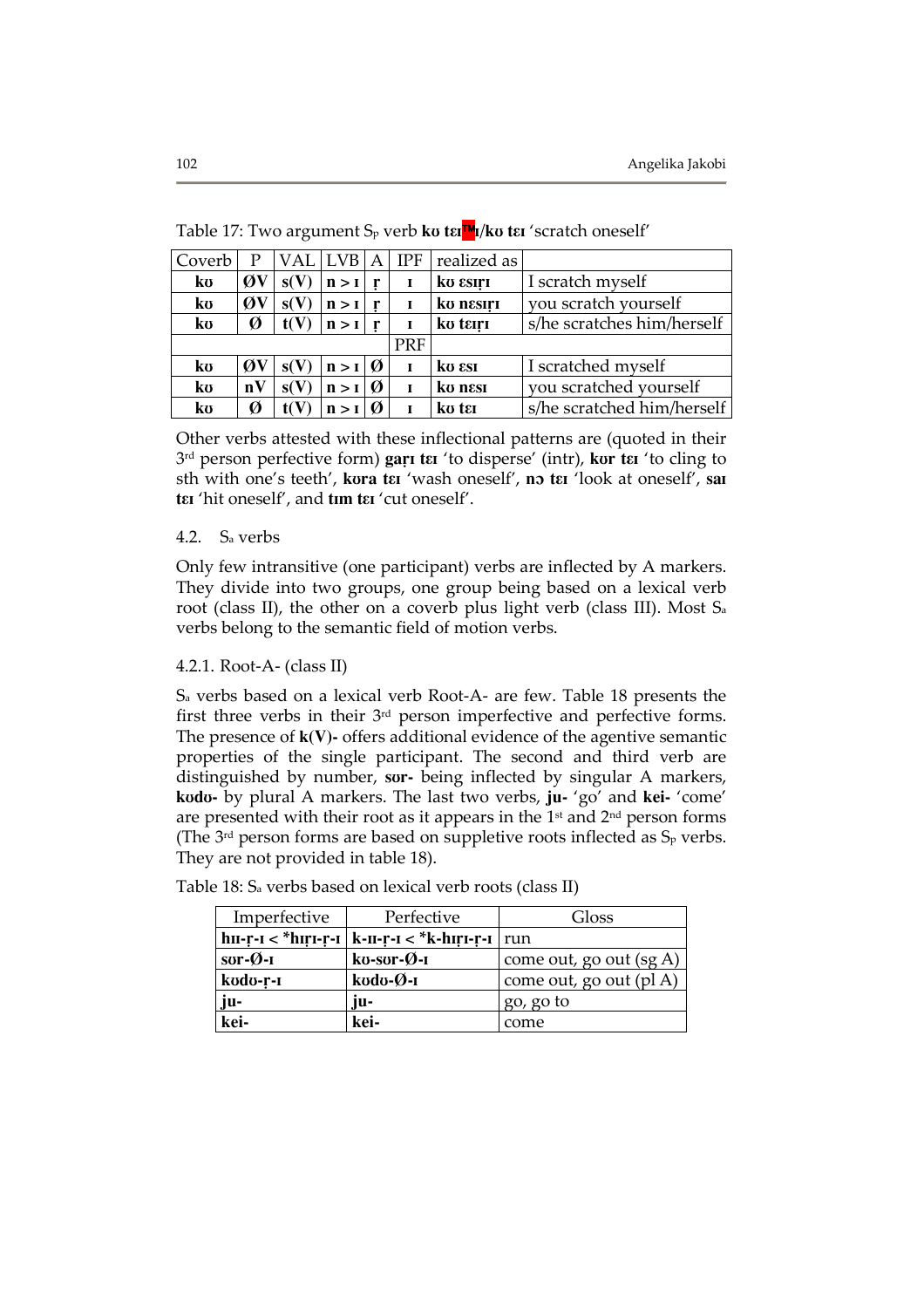Table 17: Two argument $S_p$ verb **kʊ tɛɪ™ɪ/kʊ tɛɪ** 'scratch oneself'

| Coverb | P | VAL | LVB | A | IPF | realized as | |
|---|---|---|---|---|---|---|---|
| **kʊ** | **ØV** | **s(V)** | **n > ɪ** | **ṛ** | **ɪ** | **kʊ ɛsɪṛɪ** | I scratch myself |
| **kʊ** | **ØV** | **s(V)** | **n > ɪ** | **ṛ** | **ɪ** | **kʊ nɛsɪṛɪ** | you scratch yourself |
| **kʊ** | **Ø** | **t(V)** | **n > ɪ** | **ṛ** | **ɪ** | **kʊ tɛɪṛɪ** | s/he scratches him/herself |
| | | | | | PRF | | |
| **kʊ** | **ØV** | **s(V)** | **n > ɪ** | **Ø** | **ɪ** | **kʊ ɛsɪ** | I scratched myself |
| **kʊ** | **nV** | **s(V)** | **n > ɪ** | **Ø** | **ɪ** | **kʊ nɛsɪ** | you scratched yourself |
| **kʊ** | **Ø** | **t(V)** | **n > ɪ** | **Ø** | **ɪ** | **kʊ tɛɪ** | s/he scratched him/herself |

Other verbs attested with these inflectional patterns are (quoted in their 3rd person perfective form) **gaṛɪ tɛɪ** 'to disperse' (intr), **kʊr tɛɪ** 'to cling to sth with one's teeth', **kʊra tɛɪ** 'wash oneself', **nɔ tɛɪ** 'look at oneself', **saɪ tɛɪ** 'hit oneself', and **tɪm tɛɪ** 'cut oneself'.

### 4.2. $S_a$ verbs

Only few intransitive (one participant) verbs are inflected by A markers. They divide into two groups, one group being based on a lexical verb root (class II), the other on a coverb plus light verb (class III). Most $S_a$ verbs belong to the semantic field of motion verbs.

#### 4.2.1. Root-A- (class II)

$S_a$ verbs based on a lexical verb Root-A- are few. Table 18 presents the first three verbs in their 3rd person imperfective and perfective forms. The presence of **k(V)-** offers additional evidence of the agentive semantic properties of the single participant. The second and third verb are distinguished by number, **sʊr-** being inflected by singular A markers, **kʊdʊ-** by plural A markers. The last two verbs, **ju-** 'go' and **kei-** 'come' are presented with their root as it appears in the 1st and 2nd person forms (The 3rd person forms are based on suppletive roots inflected as $S_p$ verbs. They are not provided in table 18).

Table 18: $S_a$ verbs based on lexical verb roots (class II)

| Imperfective | Perfective | Gloss |
|---|---|---|
| **hɪɪ-ṛ-ɪ < \*hɪṛɪ-ṛ-ɪ** | **k-ɪɪ-ṛ-ɪ < \*k-hɪṛɪ-ṛ-ɪ** | run |
| **sʊr-Ø-ɪ** | **kʊ-sʊr-Ø-ɪ** | come out, go out (sg A) |
| **kʊdʊ-ṛ-ɪ** | **kʊdʊ-Ø-ɪ** | come out, go out (pl A) |
| **ju-** | **ju-** | go, go to |
| **kei-** | **kei-** | come |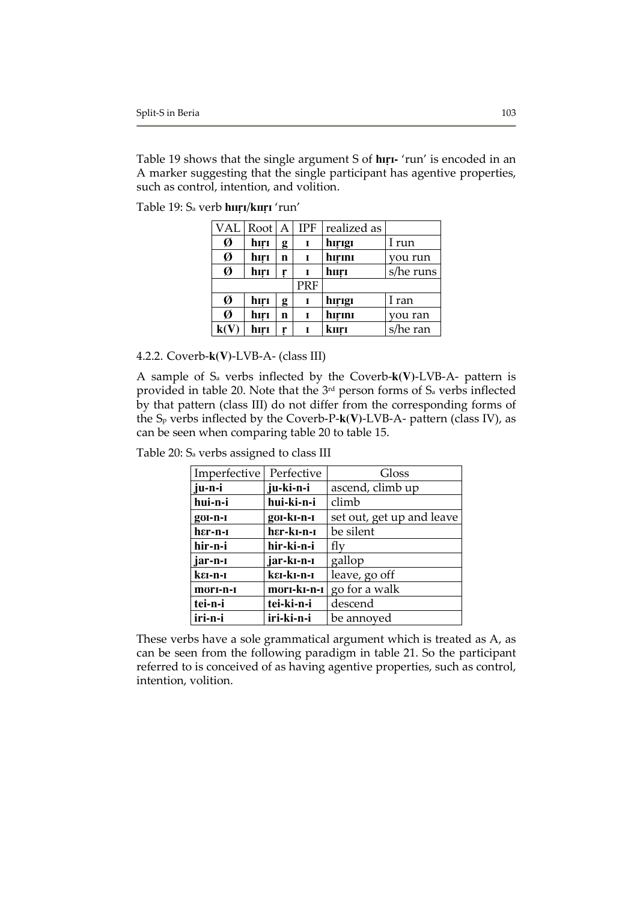Table 19 shows that the single argument S of **hɪṛɪ-** 'run' is encoded in an A marker suggesting that the single participant has agentive properties, such as control, intention, and volition.

Table 19: $S_a$ verb **hɪɪṛɪ/kɪɪṛɪ** 'run'

| VAL | Root | A | IPF | realized as | |
|---|---|---|---|---|---|
| **Ø** | **hɪṛɪ** | **g** | **ɪ** | **hɪṛɪgɪ** | I run |
| **Ø** | **hɪṛɪ** | **n** | **ɪ** | **hɪṛɪnɪ** | you run |
| **Ø** | **hɪṛɪ** | **ṛ** | **ɪ** | **hɪɪṛɪ** | s/he runs |
| | | | PRF | | |
| **Ø** | **hɪṛɪ** | **g** | **ɪ** | **hɪṛɪgɪ** | I ran |
| **Ø** | **hɪṛɪ** | **n** | **ɪ** | **hɪṛɪnɪ** | you ran |
| **k(V)** | **hɪṛɪ** | **ṛ** | **ɪ** | **kɪɪṛɪ** | s/he ran |

#### 4.2.2. Coverb-**k**(**V**)-LVB-A- (class III)

A sample of $S_a$ verbs inflected by the Coverb-**k**(**V**)-LVB-A- pattern is provided in table 20. Note that the 3rd person forms of $S_a$ verbs inflected by that pattern (class III) do not differ from the corresponding forms of the $S_p$ verbs inflected by the Coverb-P-**k**(**V**)-LVB-A- pattern (class IV), as can be seen when comparing table 20 to table 15.

Table 20: $S_a$ verbs assigned to class III

| Imperfective | Perfective | Gloss |
|---|---|---|
| **ju-n-i** | **ju-ki-n-i** | ascend, climb up |
| **hui-n-i** | **hui-ki-n-i** | climb |
| **gʊɪ-n-ɪ** | **gʊɪ-kɪ-n-ɪ** | set out, get up and leave |
| **hɛr-n-ɪ** | **hɛr-kɪ-n-ɪ** | be silent |
| **hir-n-i** | **hir-ki-n-i** | fly |
| **jar-n-ɪ** | **jar-kɪ-n-ɪ** | gallop |
| **kɛɪ-n-ɪ** | **kɛɪ-kɪ-n-ɪ** | leave, go off |
| **mʊrɪ-n-ɪ** | **mʊrɪ-kɪ-n-ɪ** | go for a walk |
| **tei-n-i** | **tei-ki-n-i** | descend |
| **iri-n-i** | **iri-ki-n-i** | be annoyed |

These verbs have a sole grammatical argument which is treated as A, as can be seen from the following paradigm in table 21. So the participant referred to is conceived of as having agentive properties, such as control, intention, volition.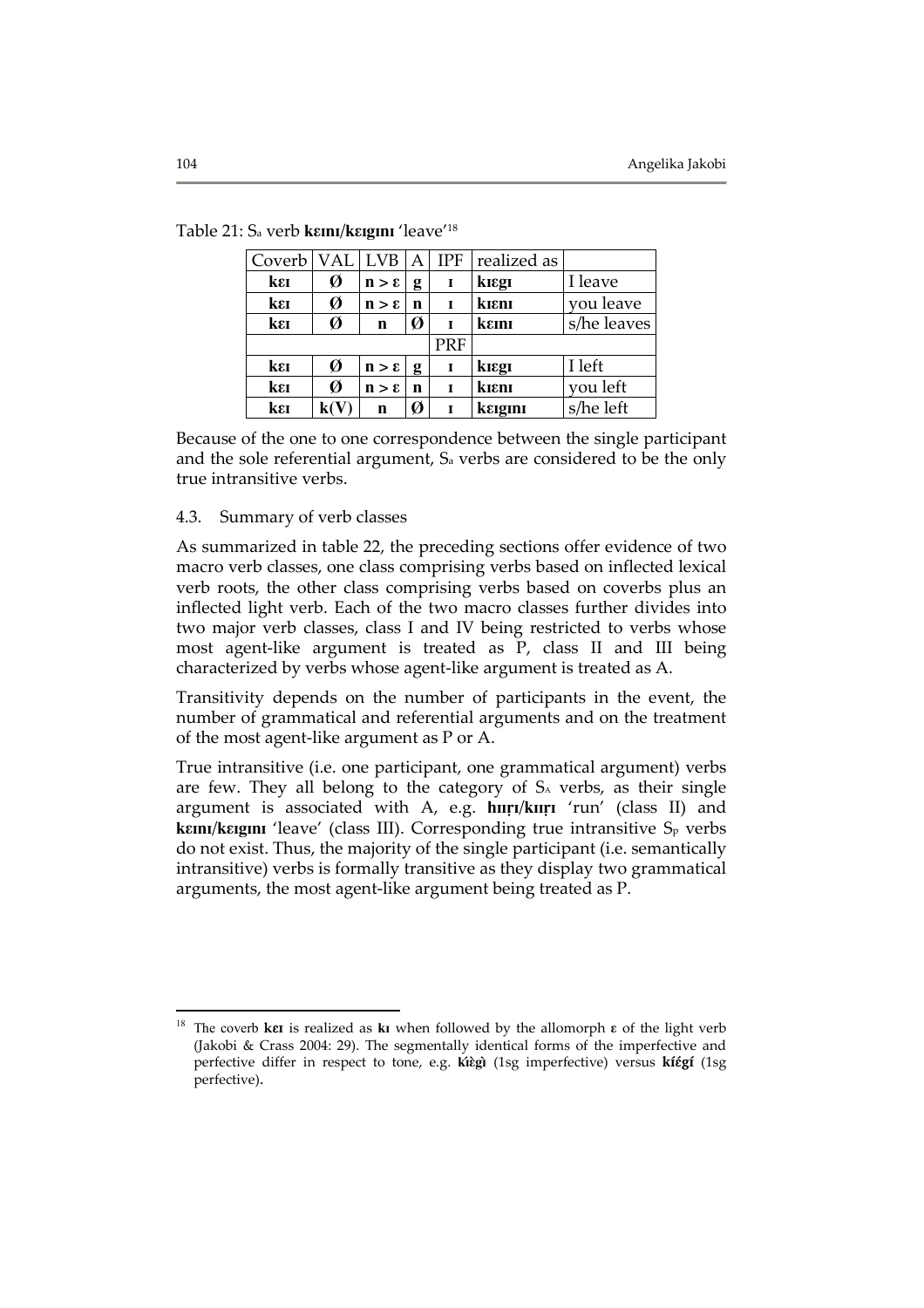Table 21: $S_a$ verb **kɛɪnɪ/kɛɪgɪnɪ** 'leave'[18]

| Coverb | VAL | LVB | A | IPF | realized as | |
|---|---|---|---|---|---|---|
| **kɛɪ** | **Ø** | **n > ɛ** | **g** | **ɪ** | **kɪɛgɪ** | I leave |
| **kɛɪ** | **Ø** | **n > ɛ** | **n** | **ɪ** | **kɪɛnɪ** | you leave |
| **kɛɪ** | **Ø** | **n** | **Ø** | **ɪ** | **kɛɪnɪ** | s/he leaves |
| | | | | PRF | | |
| **kɛɪ** | **Ø** | **n > ɛ** | **g** | **ɪ** | **kɪɛgɪ** | I left |
| **kɛɪ** | **Ø** | **n > ɛ** | **n** | **ɪ** | **kɪɛnɪ** | you left |
| **kɛɪ** | **k(V)** | **n** | **Ø** | **ɪ** | **kɛɪgɪnɪ** | s/he left |

Because of the one to one correspondence between the single participant and the sole referential argument, $S_a$ verbs are considered to be the only true intransitive verbs.

### 4.3. Summary of verb classes

As summarized in table 22, the preceding sections offer evidence of two macro verb classes, one class comprising verbs based on inflected lexical verb roots, the other class comprising verbs based on coverbs plus an inflected light verb. Each of the two macro classes further divides into two major verb classes, class I and IV being restricted to verbs whose most agent-like argument is treated as P, class II and III being characterized by verbs whose agent-like argument is treated as A.

Transitivity depends on the number of participants in the event, the number of grammatical and referential arguments and on the treatment of the most agent-like argument as P or A.

True intransitive (i.e. one participant, one grammatical argument) verbs are few. They all belong to the category of $S_A$ verbs, as their single argument is associated with A, e.g. **hɪɪṛɪ/kɪɪṛɪ** 'run' (class II) and **kɛɪnɪ/kɛɪgɪnɪ** 'leave' (class III). Corresponding true intransitive $S_P$ verbs do not exist. Thus, the majority of the single participant (i.e. semantically intransitive) verbs is formally transitive as they display two grammatical arguments, the most agent-like argument being treated as P.

[18] The coverb **kɛɪ** is realized as **kɪ** when followed by the allomorph **ɛ** of the light verb (Jakobi & Crass 2004: 29). The segmentally identical forms of the imperfective and perfective differ in respect to tone, e.g. **kɪ́ɛ̀gɪ̀** (1sg imperfective) versus **kɪ́ɛ́gɪ́** (1sg perfective).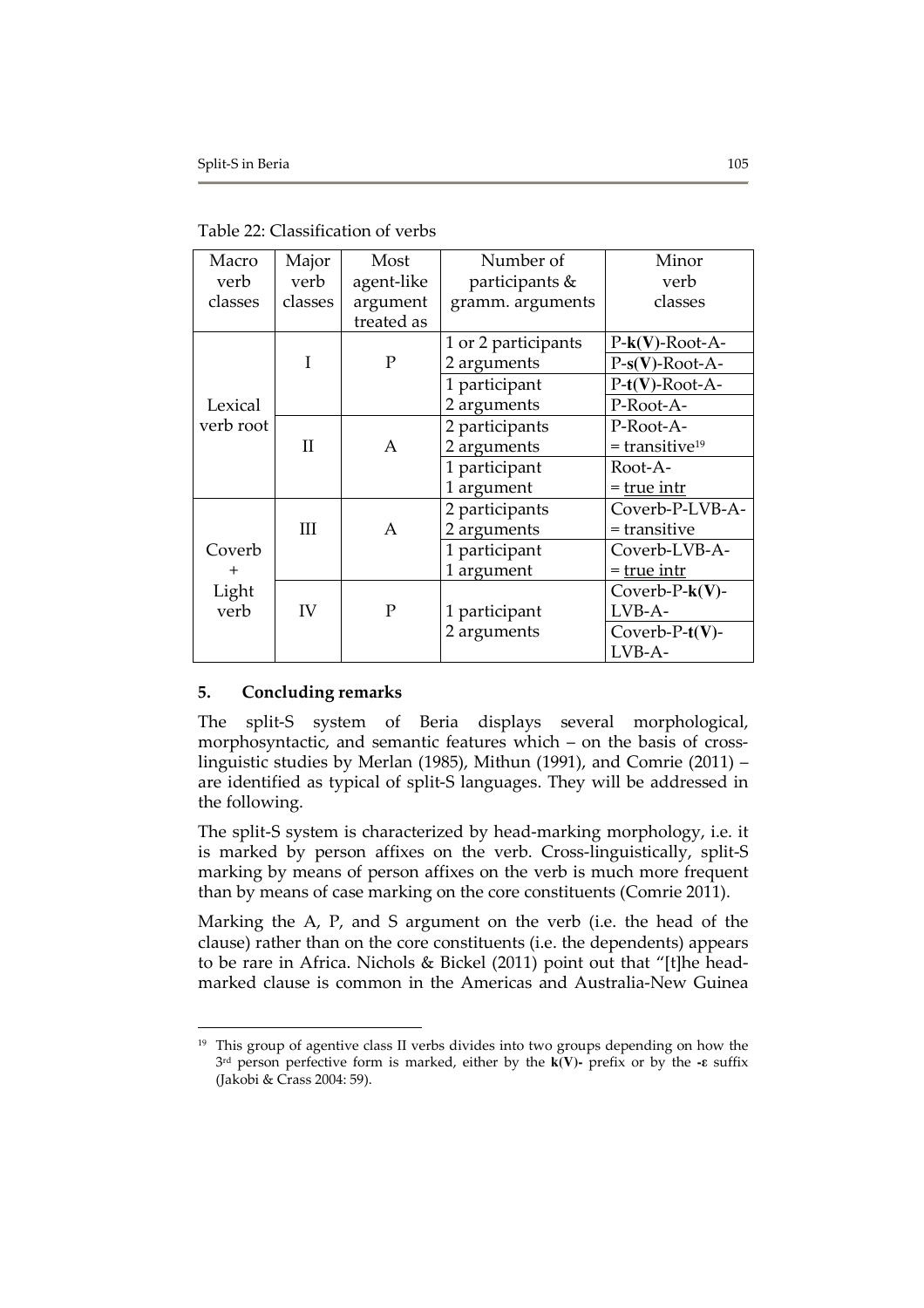Table 22: Classification of verbs

| Macro verb classes | Major verb classes | Most agent-like argument treated as | Number of participants & gramm. arguments | Minor verb classes |
|---|---|---|---|---|
| Lexical verb root | I | P | 1 or 2 participants<br>2 arguments | P-**k(V)**-Root-A- |
| | | | | P-**s(V)**-Root-A- |
| | | | 1 participant<br>2 arguments | P-**t(V)**-Root-A- |
| | | | | P-Root-A- |
| | II | A | 2 participants<br>2 arguments | P-Root-A-<br>= transitive[19] |
| | | | 1 participant<br>1 argument | Root-A-<br>= true intr |
| Coverb + Light verb | III | A | 2 participants<br>2 arguments | Coverb-P-LVB-A-<br>= transitive |
| | | | 1 participant<br>1 argument | Coverb-LVB-A-<br>= true intr |
| | IV | P | 1 participant<br>2 arguments | Coverb-P-**k(V)**-LVB-A- |
| | | | | Coverb-P-**t(V)**-LVB-A- |

## 5. Concluding remarks

The split-S system of Beria displays several morphological, morphosyntactic, and semantic features which – on the basis of cross-linguistic studies by Merlan (1985), Mithun (1991), and Comrie (2011) – are identified as typical of split-S languages. They will be addressed in the following.

The split-S system is characterized by head-marking morphology, i.e. it is marked by person affixes on the verb. Cross-linguistically, split-S marking by means of person affixes on the verb is much more frequent than by means of case marking on the core constituents (Comrie 2011).

Marking the A, P, and S argument on the verb (i.e. the head of the clause) rather than on the core constituents (i.e. the dependents) appears to be rare in Africa. Nichols & Bickel (2011) point out that "[t]he head-marked clause is common in the Americas and Australia-New Guinea

[19] This group of agentive class II verbs divides into two groups depending on how the 3rd person perfective form is marked, either by the **k(V)-** prefix or by the **-ɛ** suffix (Jakobi & Crass 2004: 59).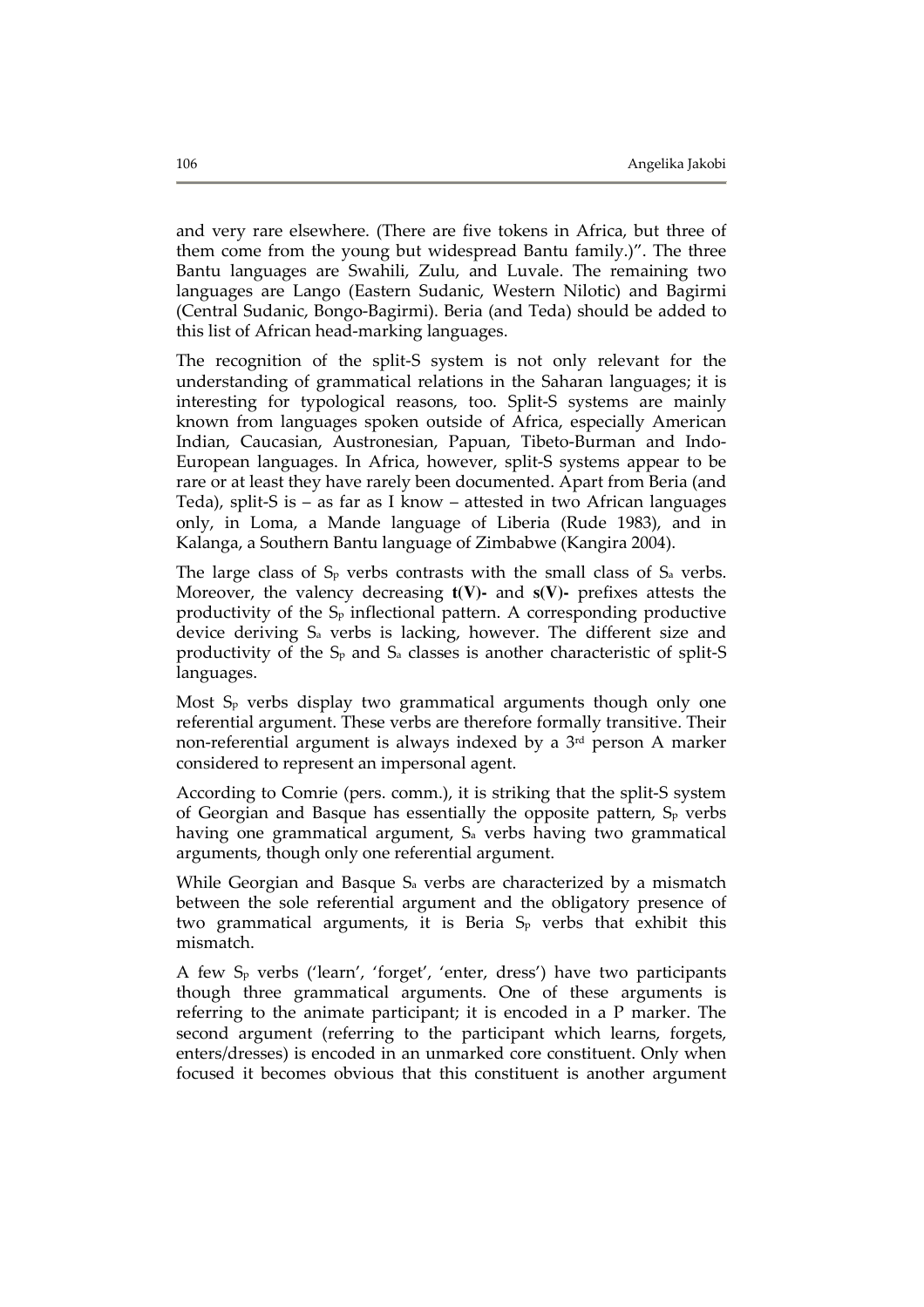and very rare elsewhere. (There are five tokens in Africa, but three of them come from the young but widespread Bantu family.)". The three Bantu languages are Swahili, Zulu, and Luvale. The remaining two languages are Lango (Eastern Sudanic, Western Nilotic) and Bagirmi (Central Sudanic, Bongo-Bagirmi). Beria (and Teda) should be added to this list of African head-marking languages.

The recognition of the split-S system is not only relevant for the understanding of grammatical relations in the Saharan languages; it is interesting for typological reasons, too. Split-S systems are mainly known from languages spoken outside of Africa, especially American Indian, Caucasian, Austronesian, Papuan, Tibeto-Burman and Indo-European languages. In Africa, however, split-S systems appear to be rare or at least they have rarely been documented. Apart from Beria (and Teda), split-S is – as far as I know – attested in two African languages only, in Loma, a Mande language of Liberia (Rude 1983), and in Kalanga, a Southern Bantu language of Zimbabwe (Kangira 2004).

The large class of $S_p$ verbs contrasts with the small class of $S_a$ verbs. Moreover, the valency decreasing **t(V)-** and **s(V)-** prefixes attests the productivity of the $S_p$ inflectional pattern. A corresponding productive device deriving $S_a$ verbs is lacking, however. The different size and productivity of the $S_p$ and $S_a$ classes is another characteristic of split-S languages.

Most $S_p$ verbs display two grammatical arguments though only one referential argument. These verbs are therefore formally transitive. Their non-referential argument is always indexed by a 3rd person A marker considered to represent an impersonal agent.

According to Comrie (pers. comm.), it is striking that the split-S system of Georgian and Basque has essentially the opposite pattern, $S_p$ verbs having one grammatical argument, $S_a$ verbs having two grammatical arguments, though only one referential argument.

While Georgian and Basque $S_a$ verbs are characterized by a mismatch between the sole referential argument and the obligatory presence of two grammatical arguments, it is Beria $S_p$ verbs that exhibit this mismatch.

A few $S_p$ verbs ('learn', 'forget', 'enter, dress') have two participants though three grammatical arguments. One of these arguments is referring to the animate participant; it is encoded in a P marker. The second argument (referring to the participant which learns, forgets, enters/dresses) is encoded in an unmarked core constituent. Only when focused it becomes obvious that this constituent is another argument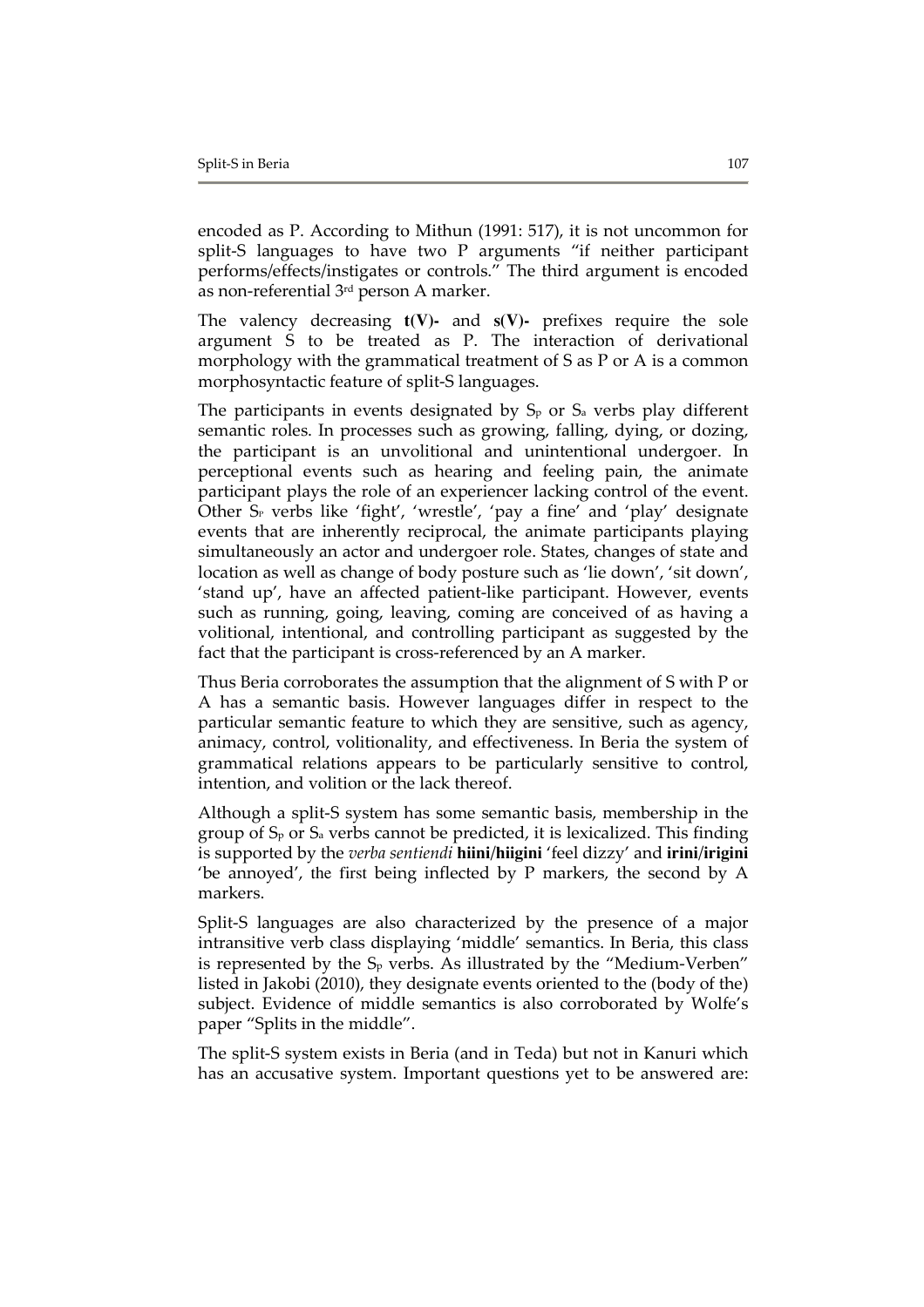encoded as P. According to Mithun (1991: 517), it is not uncommon for split-S languages to have two P arguments "if neither participant performs/effects/instigates or controls." The third argument is encoded as non-referential 3rd person A marker.

The valency decreasing **t(V)-** and **s(V)-** prefixes require the sole argument S to be treated as P. The interaction of derivational morphology with the grammatical treatment of S as P or A is a common morphosyntactic feature of split-S languages.

The participants in events designated by $S_P$ or $S_a$ verbs play different semantic roles. In processes such as growing, falling, dying, or dozing, the participant is an unvolitional and unintentional undergoer. In perceptional events such as hearing and feeling pain, the animate participant plays the role of an experiencer lacking control of the event. Other $S_P$ verbs like 'fight', 'wrestle', 'pay a fine' and 'play' designate events that are inherently reciprocal, the animate participants playing simultaneously an actor and undergoer role. States, changes of state and location as well as change of body posture such as 'lie down', 'sit down', 'stand up', have an affected patient-like participant. However, events such as running, going, leaving, coming are conceived of as having a volitional, intentional, and controlling participant as suggested by the fact that the participant is cross-referenced by an A marker.

Thus Beria corroborates the assumption that the alignment of S with P or A has a semantic basis. However languages differ in respect to the particular semantic feature to which they are sensitive, such as agency, animacy, control, volitionality, and effectiveness. In Beria the system of grammatical relations appears to be particularly sensitive to control, intention, and volition or the lack thereof.

Although a split-S system has some semantic basis, membership in the group of $S_P$ or $S_a$ verbs cannot be predicted, it is lexicalized. This finding is supported by the *verba sentiendi* **hiini/hiigini** 'feel dizzy' and **irini/irigini** 'be annoyed', the first being inflected by P markers, the second by A markers.

Split-S languages are also characterized by the presence of a major intransitive verb class displaying 'middle' semantics. In Beria, this class is represented by the $S_P$ verbs. As illustrated by the "Medium-Verben" listed in Jakobi (2010), they designate events oriented to the (body of the) subject. Evidence of middle semantics is also corroborated by Wolfe's paper "Splits in the middle".

The split-S system exists in Beria (and in Teda) but not in Kanuri which has an accusative system. Important questions yet to be answered are: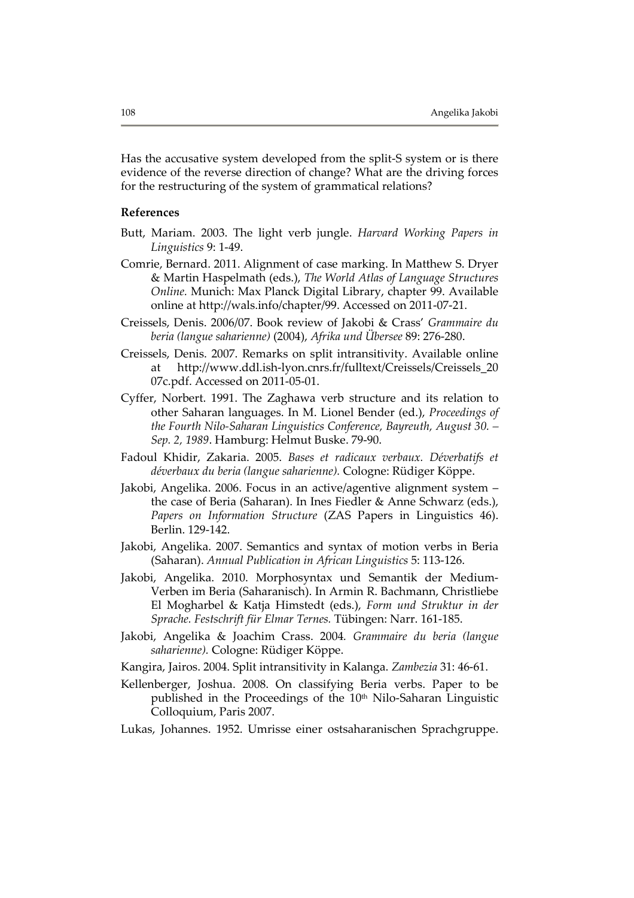Has the accusative system developed from the split-S system or is there evidence of the reverse direction of change? What are the driving forces for the restructuring of the system of grammatical relations?

**References**

Butt, Mariam. 2003. The light verb jungle. *Harvard Working Papers in Linguistics* 9: 1-49.

Comrie, Bernard. 2011. Alignment of case marking. In Matthew S. Dryer & Martin Haspelmath (eds.), *The World Atlas of Language Structures Online.* Munich: Max Planck Digital Library, chapter 99. Available online at http://wals.info/chapter/99. Accessed on 2011-07-21.

Creissels, Denis. 2006/07. Book review of Jakobi & Crass' *Grammaire du beria (langue saharienne)* (2004), *Afrika und Übersee* 89: 276-280.

Creissels, Denis. 2007. Remarks on split intransitivity. Available online at http://www.ddl.ish-lyon.cnrs.fr/fulltext/Creissels/Creissels_2007c.pdf. Accessed on 2011-05-01.

Cyffer, Norbert. 1991. The Zaghawa verb structure and its relation to other Saharan languages. In M. Lionel Bender (ed.), *Proceedings of the Fourth Nilo-Saharan Linguistics Conference, Bayreuth, August 30. – Sep. 2, 1989*. Hamburg: Helmut Buske. 79-90.

Fadoul Khidir, Zakaria. 2005. *Bases et radicaux verbaux. Déverbatifs et déverbaux du beria (langue saharienne).* Cologne: Rüdiger Köppe.

Jakobi, Angelika. 2006. Focus in an active/agentive alignment system – the case of Beria (Saharan). In Ines Fiedler & Anne Schwarz (eds.), *Papers on Information Structure* (ZAS Papers in Linguistics 46). Berlin. 129-142.

Jakobi, Angelika. 2007. Semantics and syntax of motion verbs in Beria (Saharan). *Annual Publication in African Linguistics* 5: 113-126.

Jakobi, Angelika. 2010. Morphosyntax und Semantik der Medium-Verben im Beria (Saharanisch). In Armin R. Bachmann, Christliebe El Mogharbel & Katja Himstedt (eds.), *Form und Struktur in der Sprache. Festschrift für Elmar Ternes.* Tübingen: Narr. 161-185.

Jakobi, Angelika & Joachim Crass. 2004*. Grammaire du beria (langue saharienne).* Cologne: Rüdiger Köppe.

Kangira, Jairos. 2004. Split intransitivity in Kalanga. *Zambezia* 31: 46-61.

Kellenberger, Joshua. 2008. On classifying Beria verbs. Paper to be published in the Proceedings of the 10th Nilo-Saharan Linguistic Colloquium, Paris 2007.

Lukas, Johannes. 1952. Umrisse einer ostsaharanischen Sprachgruppe.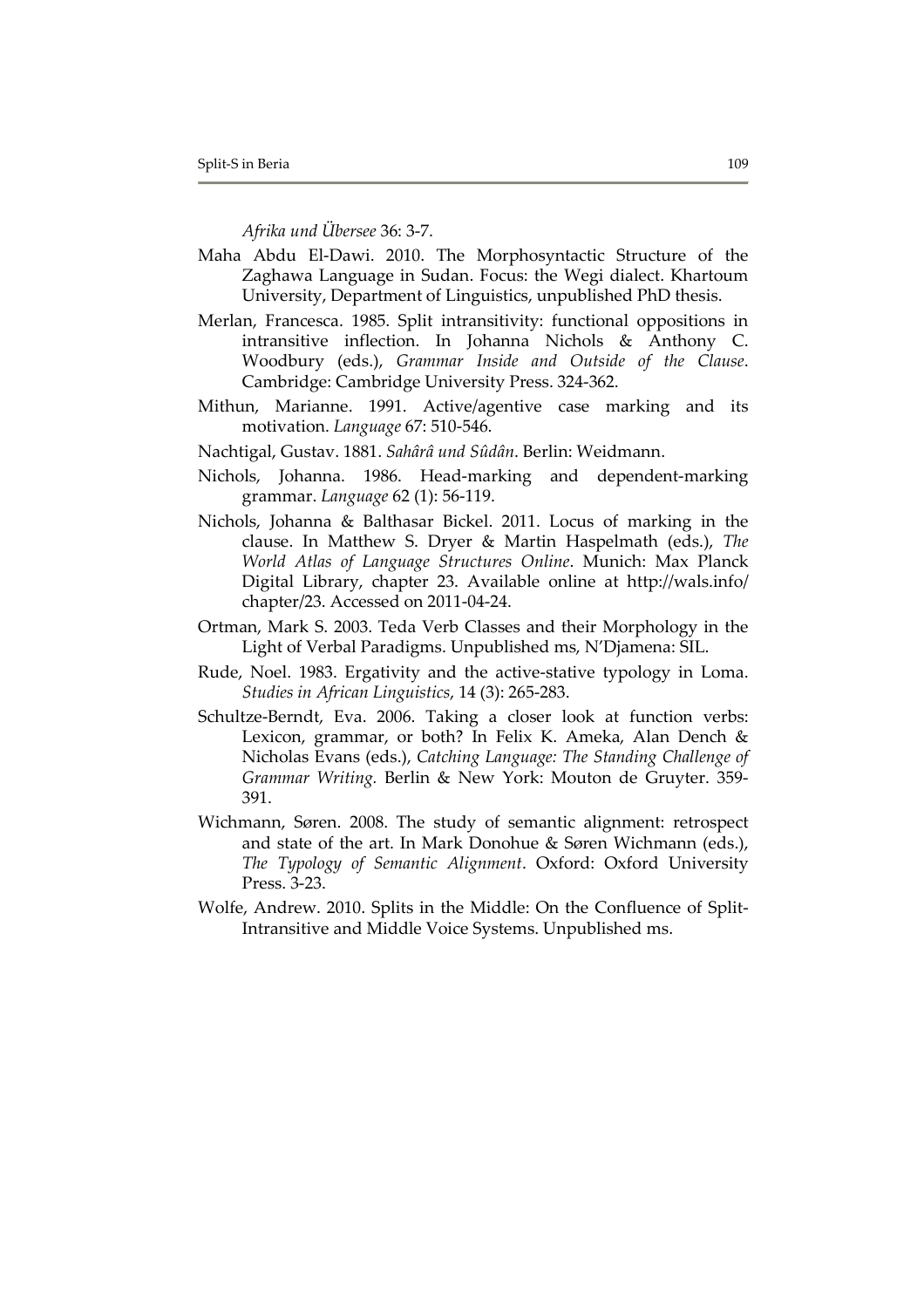*Afrika und Übersee* 36: 3-7.

Maha Abdu El-Dawi. 2010. The Morphosyntactic Structure of the Zaghawa Language in Sudan. Focus: the Wegi dialect. Khartoum University, Department of Linguistics, unpublished PhD thesis.

Merlan, Francesca. 1985. Split intransitivity: functional oppositions in intransitive inflection. In Johanna Nichols & Anthony C. Woodbury (eds.), *Grammar Inside and Outside of the Clause*. Cambridge: Cambridge University Press. 324-362.

Mithun, Marianne. 1991. Active/agentive case marking and its motivation. *Language* 67: 510-546.

Nachtigal, Gustav. 1881. *Sahârâ und Sûdân*. Berlin: Weidmann.

Nichols, Johanna. 1986. Head-marking and dependent-marking grammar. *Language* 62 (1): 56-119.

Nichols, Johanna & Balthasar Bickel. 2011. Locus of marking in the clause. In Matthew S. Dryer & Martin Haspelmath (eds.), *The World Atlas of Language Structures Online*. Munich: Max Planck Digital Library, chapter 23. Available online at http://wals.info/chapter/23. Accessed on 2011-04-24.

Ortman, Mark S. 2003. Teda Verb Classes and their Morphology in the Light of Verbal Paradigms. Unpublished ms, N'Djamena: SIL.

Rude, Noel. 1983. Ergativity and the active-stative typology in Loma. *Studies in African Linguistics*, 14 (3): 265-283.

Schultze-Berndt, Eva. 2006. Taking a closer look at function verbs: Lexicon, grammar, or both? In Felix K. Ameka, Alan Dench & Nicholas Evans (eds.), *Catching Language: The Standing Challenge of Grammar Writing.* Berlin & New York: Mouton de Gruyter. 359-391.

Wichmann, Søren. 2008. The study of semantic alignment: retrospect and state of the art. In Mark Donohue & Søren Wichmann (eds.), *The Typology of Semantic Alignment*. Oxford: Oxford University Press. 3-23.

Wolfe, Andrew. 2010. Splits in the Middle: On the Confluence of Split-Intransitive and Middle Voice Systems. Unpublished ms.